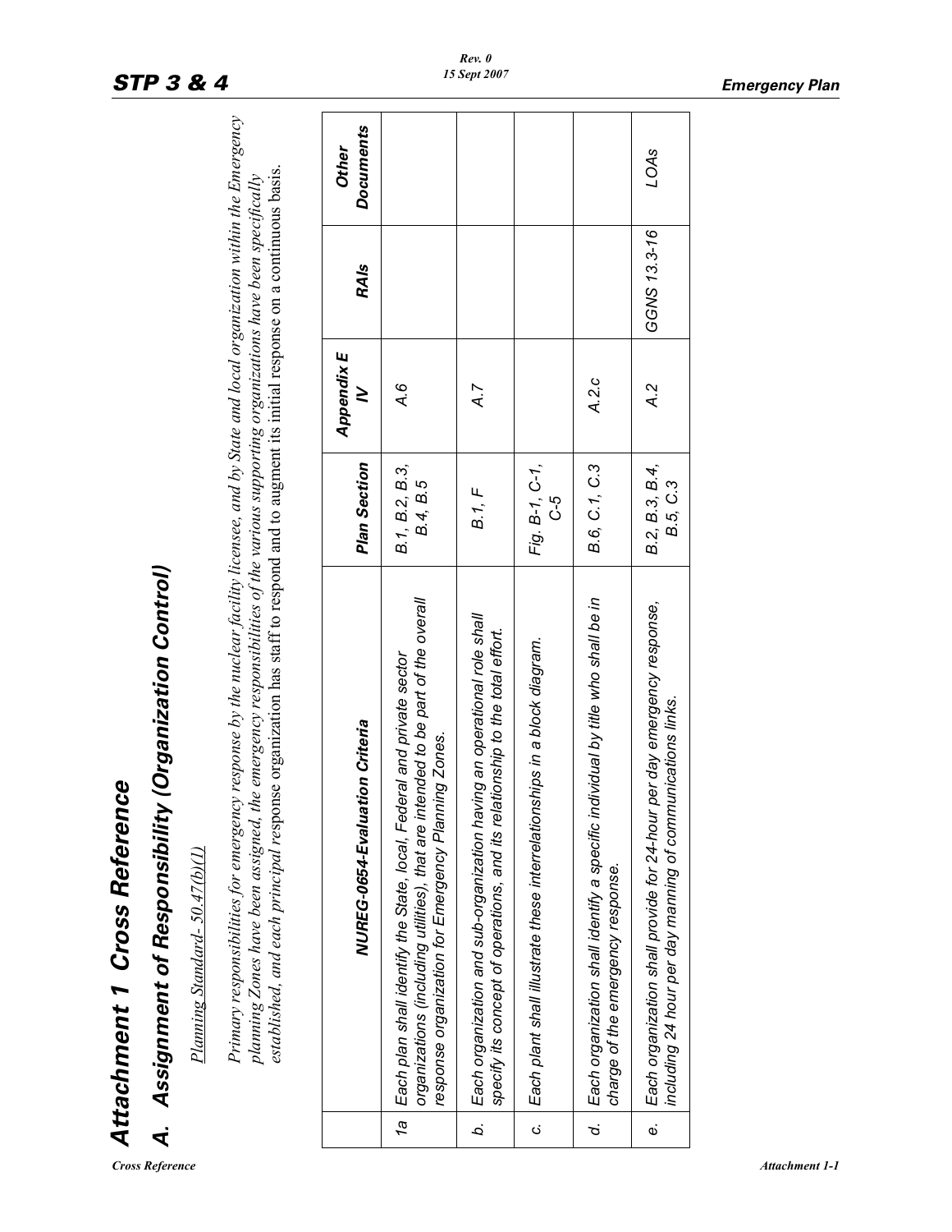# Attachment 1 Cross Reference

## A. Assignment of Responsibility (Organization Control)

Planning Standard- 50.47(b)(1)

*Primary responsibilities for emergency response by the nuclear facility licensee, and by State and local organization within the Emergency planning Zones have been assigned, the emergency responsibilities of the various supporting organizations have been specifically established, and each principal response organization has staff to respond and to augment its initial response on a continuous basis.*

| | NUREG-0654-Evaluation Criteria | Plan Section | Appendix E IV | RAIs | Other Documents |
|---|---|---|---|---|---|
| 1a | Each plan shall identify the State, local, Federal and private sector organizations (including utilities), that are intended to be part of the overall response organization for Emergency Planning Zones. | B.1, B.2, B.3, B.4, B.5 | A.6 | | |
| b. | Each organization and sub-organization having an operational role shall specify its concept of operations, and its relationship to the total effort. | B.1, F | A.7 | | |
| c. | Each plant shall illustrate these interrelationships in a block diagram. | Fig. B-1, C-1, C-5 | | | |
| d. | Each organization shall identify a specific individual by title who shall be in charge of the emergency response. | B.6, C.1, C.3 | A.2.c | | |
| e. | Each organization shall provide for 24-hour per day emergency response, including 24 hour per day manning of communications links. | B.2, B.3, B.4, B.5, C.3 | A.2 | GGNS 13.3-16 | LOAs |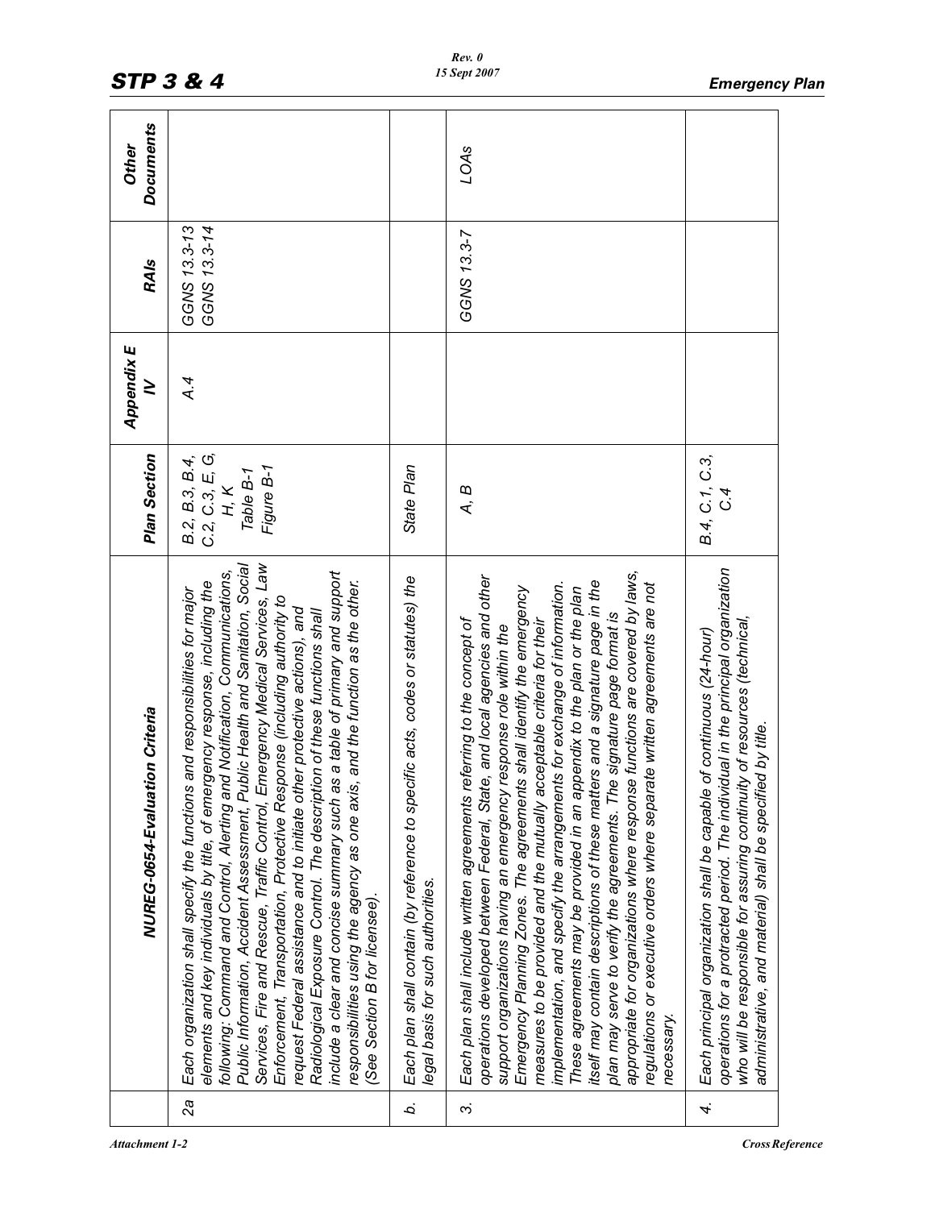|  | NUREG-0654-Evaluation Criteria | Plan Section | Appendix E IV | RAIs | Other Documents |
|---|---|---|---|---|---|
| 2a | Each organization shall specify the functions and responsibilities for major elements and key individuals by title, of emergency response, including the following: Command and Control, Alerting and Notification, Communications, Public Information, Accident Assessment, Public Health and Sanitation, Social Services, Fire and Rescue, Traffic Control, Emergency Medical Services, Law Enforcement, Transportation, Protective Response (including authority to request Federal assistance and to initiate other protective actions), and Radiological Exposure Control. The description of these functions shall include a clear and concise summary such as a table of primary and support responsibilities using the agency as one axis, and the function as the other. (See Section B for licensee). | B.2, B.3, B.4, C.2, C.3, E, G, H, K<br>Table B-1<br>Figure B-1 | A.4 | GGNS 13.3-13<br>GGNS 13.3-14 |  |
| b. | Each plan shall contain (by reference to specific acts, codes or statutes) the legal basis for such authorities. | State Plan |  |  |  |
| 3. | Each plan shall include written agreements referring to the concept of operations developed between Federal, State, and local agencies and other support organizations having an emergency response role within the Emergency Planning Zones. The agreements shall identify the emergency measures to be provided and the mutually acceptable criteria for their implementation, and specify the arrangements for exchange of information. These agreements may be provided in an appendix to the plan or the plan itself may contain descriptions of these matters and a signature page in the plan may serve to verify the agreements. The signature page format is appropriate for organizations where response functions are covered by laws, regulations or executive orders where separate written agreements are not necessary. | A, B |  | GGNS 13.3-7 | LOAs |
| 4. | Each principal organization shall be capable of continuous (24-hour) operations for a protracted period. The individual in the principal organization who will be responsible for assuring continuity of resources (technical, administrative, and material) shall be specified by title. | B.4, C.1, C.3, C.4 |  |  |  |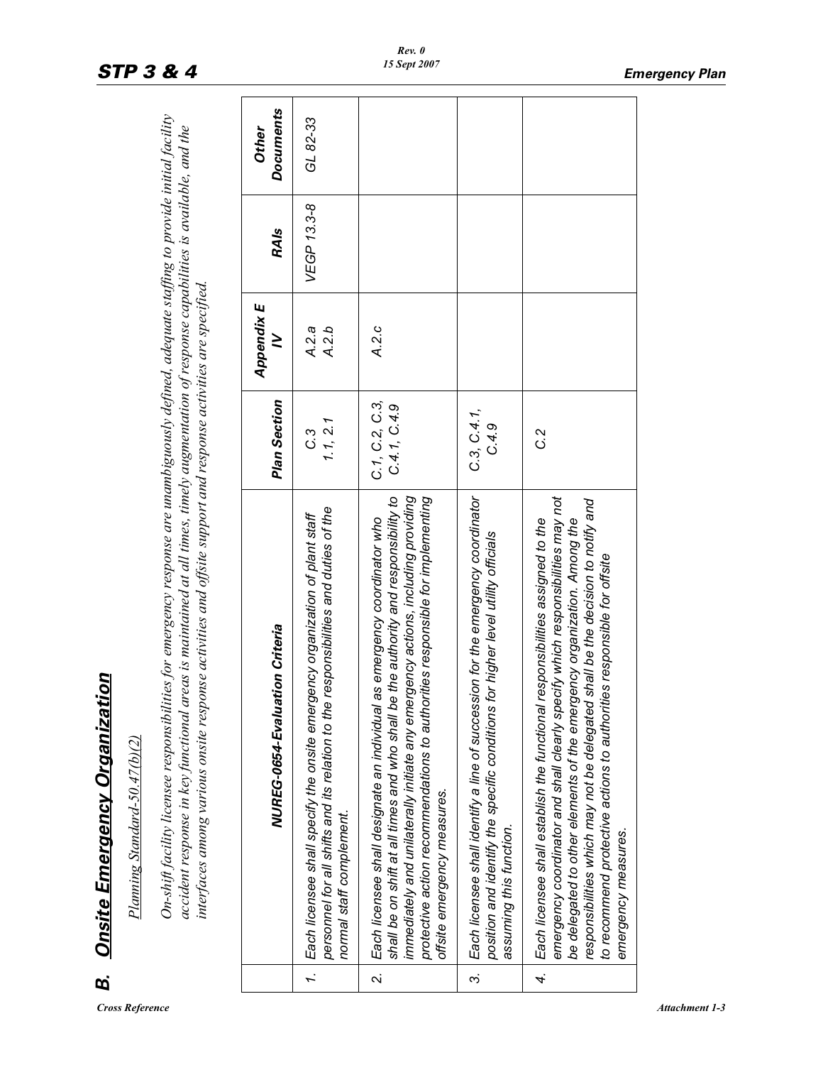## B. Onsite Emergency Organization

*Planning Standard-50.47(b)(2)*

*On-shift facility licensee responsibilities for emergency response are unambiguously defined, adequate staffing to provide initial facility accident response in key functional areas is maintained at all times, timely augmentation of response capabilities is available, and the interfaces among various onsite response activities and offsite support and response activities are specified.*

| | NUREG-0654-Evaluation Criteria | Plan Section | Appendix E IV | RAIs | Other Documents |
|---|---|---|---|---|---|
| 1. | Each licensee shall specify the onsite emergency organization of plant staff personnel for all shifts and its relation to the responsibilities and duties of the normal staff complement. | C.3<br>1.1, 2.1 | A.2.a<br>A.2.b | VEGP 13.3-8 | GL 82-33 |
| 2. | Each licensee shall designate an individual as emergency coordinator who shall be on shift at all times and who shall be the authority and responsibility to immediately and unilaterally initiate any emergency actions, including providing protective action recommendations to authorities responsible for implementing offsite emergency measures. | C.1, C.2, C.3, C.4.1, C.4.9 | A.2.c | | |
| 3. | Each licensee shall identify a line of succession for the emergency coordinator position and identify the specific conditions for higher level utility officials assuming this function. | C.3, C.4.1, C.4.9 | | | |
| 4. | Each licensee shall establish the functional responsibilities assigned to the emergency coordinator and shall clearly specify which responsibilities may not be delegated to other elements of the emergency organization. Among the responsibilities which may not be delegated shall be the decision to notify and to recommend protective actions to authorities responsible for offsite emergency measures. | C.2 | | | |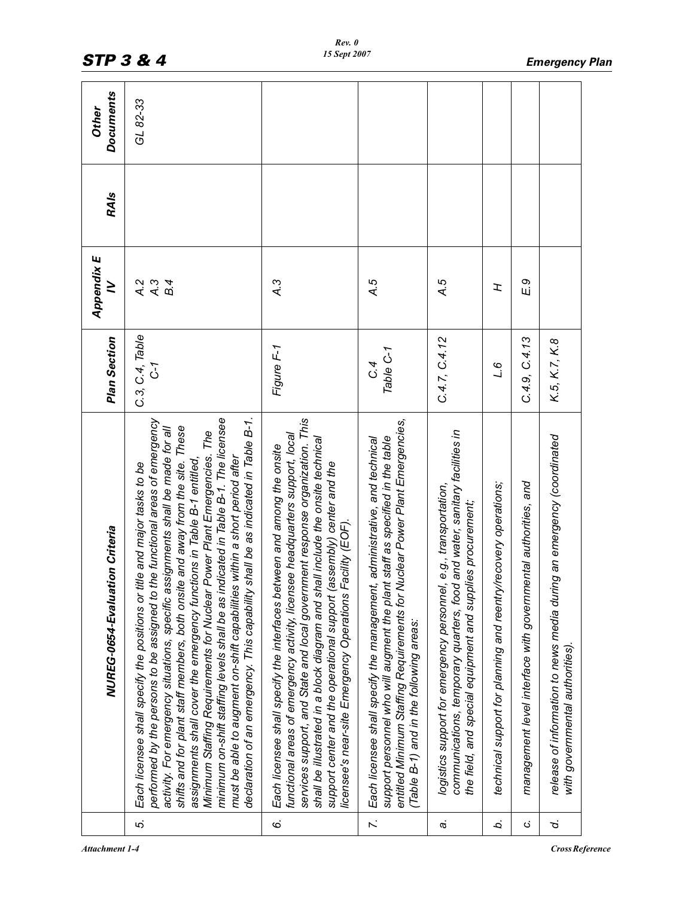| | NUREG-0654-Evaluation Criteria | Plan Section | Appendix E IV | RAIs | Other Documents |
|---|---|---|---|---|---|
| 5. | Each licensee shall specify the positions or title and major tasks to be performed by the persons to be assigned to the functional areas of emergency activity. For emergency situations, specific assignments shall be made for all shifts and for plant staff members, both onsite and away from the site. These assignments shall cover the emergency functions in Table B-1 entitled, Minimum Staffing Requirements for Nuclear Power Plant Emergencies. The minimum on-shift staffing levels shall be as indicated in Table B-1. The licensee must be able to augment on-shift capabilities within a short period after declaration of an emergency. This capability shall be as indicated in Table B-1. | C.3, C.4, Table C-1 | A.2<br>A.3<br>B.4 | | GL 82-33 |
| 6. | Each licensee shall specify the interfaces between and among the onsite functional areas of emergency activity, licensee headquarters support, local services support, and State and local government response organization. This shall be illustrated in a block diagram and shall include the onsite technical support center and the operational support (assembly) center and the licensee's near-site Emergency Operations Facility (EOF). | Figure F-1 | A.3 | | |
| 7. | Each licensee shall specify the management, administrative, and technical support personnel who will augment the plant staff as specified in the table entitled Minimum Staffing Requirements for Nuclear Power Plant Emergencies, (Table B-1) and in the following areas: | C.4<br>Table C-1 | A.5 | | |
| a. | logistics support for emergency personnel, e.g., transportation, communications, temporary quarters, food and water, sanitary facilities in the field, and special equipment and supplies procurement; | C.4.7, C.4.12 | A.5 | | |
| b. | technical support for planning and reentry/recovery operations; | L.6 | H | | |
| c. | management level interface with governmental authorities, and | C.4.9, C.4.13 | E.9 | | |
| d. | release of information to news media during an emergency (coordinated with governmental authorities). | K.5, K.7, K.8 | | | |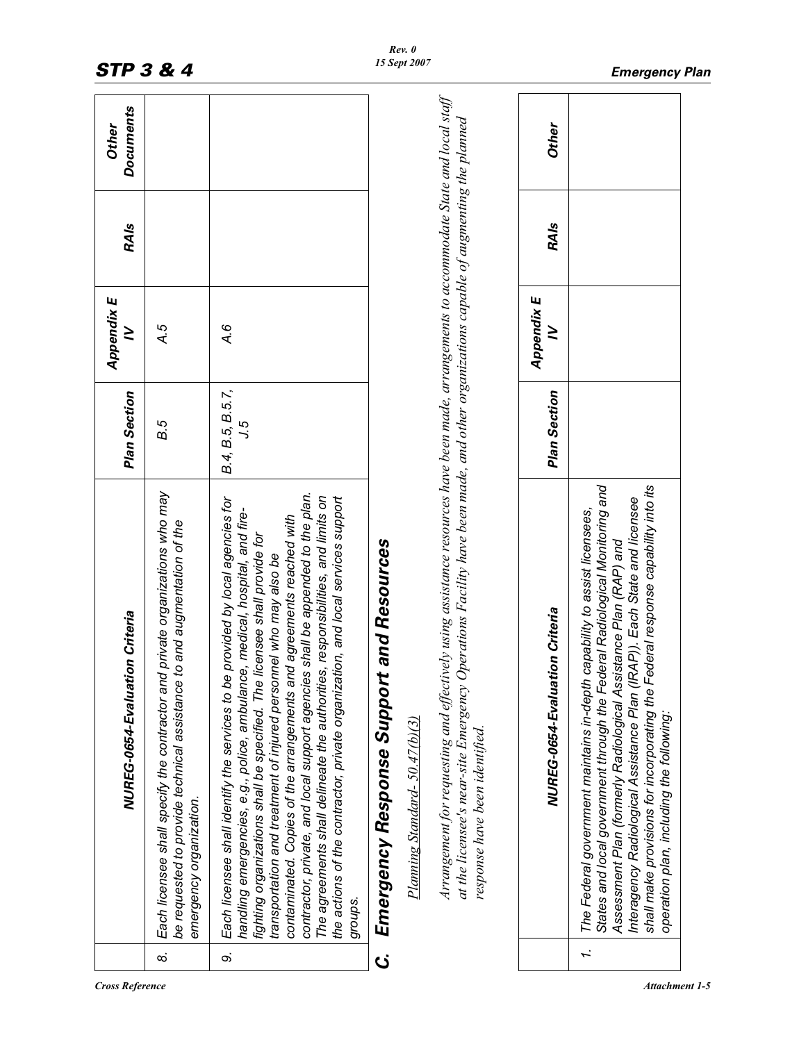| | NUREG-0654-Evaluation Criteria | Plan Section | Appendix E IV | RAIs | Other Documents |
|---|---|---|---|---|---|
| 8. | Each licensee shall specify the contractor and private organizations who may be requested to provide technical assistance to and augmentation of the emergency organization. | B.5 | A.5 | | |
| 9. | Each licensee shall identify the services to be provided by local agencies for handling emergencies, e.g., police, ambulance, medical, hospital, and fire-fighting organizations shall be specified. The licensee shall provide for transportation and treatment of injured personnel who may also be contaminated. Copies of the arrangements and agreements reached with contractor, private, and local support agencies shall be appended to the plan. The agreements shall delineate the authorities, responsibilities, and limits on the actions of the contractor, private organization, and local services support groups. | B.4, B.5, B.5.7, J.5 | A.6 | | |

## C. Emergency Response Support and Resources

Planning Standard- 50.47(b)(3)

*Arrangement for requesting and effectively using assistance resources have been made, arrangements to accommodate State and local staff at the licensee's near-site Emergency Operations Facility have been made, and other organizations capable of augmenting the planned response have been identified.*

| | NUREG-0654-Evaluation Criteria | Plan Section | Appendix E IV | RAIs | Other |
|---|---|---|---|---|---|
| 1. | The Federal government maintains in-depth capability to assist licensees, States and local government through the Federal Radiological Monitoring and Assessment Plan (formerly Radiological Assistance Plan (RAP) and Interagency Radiological Assistance Plan (IRAP)). Each State and licensee shall make provisions for incorporating the Federal response capability into its operation plan, including the following: | | | | |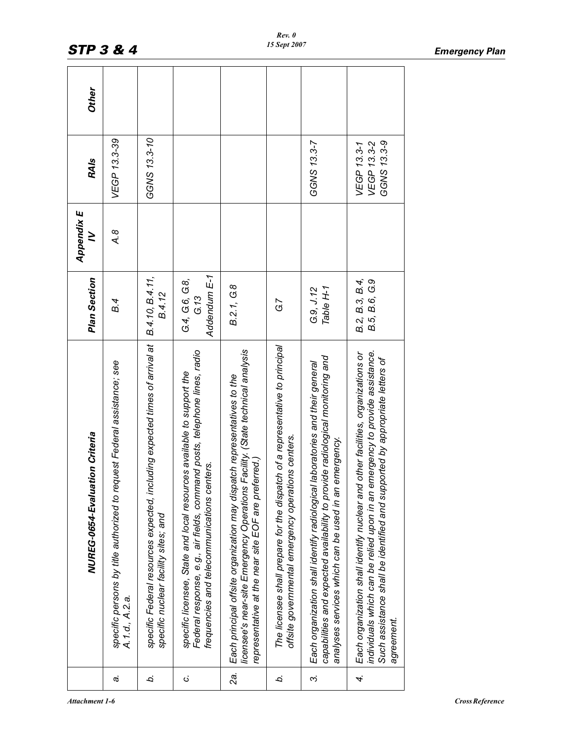| | NUREG-0654-Evaluation Criteria | Plan Section | Appendix E IV | RAIs | Other |
|---|---|---|---|---|---|
| a. | specific persons by title authorized to request Federal assistance; see A.1.d., A.2.a. | B.4 | A.8 | VEGP 13.3-39 | |
| b. | specific Federal resources expected, including expected times of arrival at specific nuclear facility sites; and | B.4.10, B.4.11, B.4.12 | | GGNS 13.3-10 | |
| c. | specific licensee, State and local resources available to support the Federal response, e.g.. air fields, command posts, telephone lines, radio frequencies and telecommunications centers. | G.4, G.6, G.8, G.13 Addendum E-1 | | | |
| 2a. | Each principal offsite organization may dispatch representatives to the licensee's near-site Emergency Operations Facility. (State technical analysis representative at the near site EOF are preferred.) | B.2.1, G.8 | | | |
| b. | The licensee shall prepare for the dispatch of a representative to principal offsite governmental emergency operations centers. | G.7 | | | |
| 3. | Each organization shall identify radiological laboratories and their general capabilities and expected availability to provide radiological monitoring and analyses services which can be used in an emergency. | G.9, J.12 Table H-1 | | GGNS 13.3-7 | |
| 4. | Each organization shall identify nuclear and other facilities, organizations or individuals which can be relied upon in an emergency to provide assistance. Such assistance shall be identified and supported by appropriate letters of agreement. | B.2, B.3, B.4, B.5, B.6, G.9 | | VEGP 13.3-1 VEGP 13.3-2 GGNS 13.3-9 | |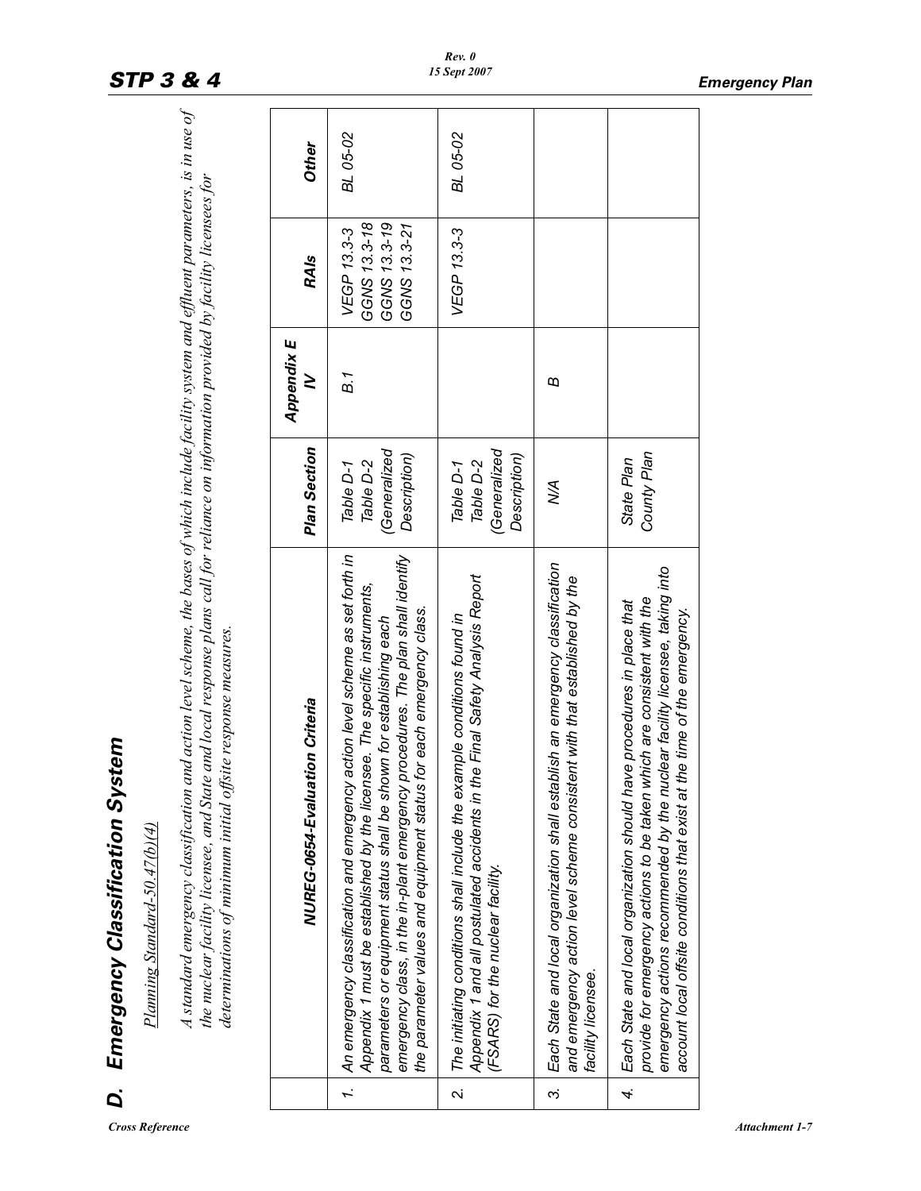# D. Emergency Classification System

Planning Standard-50.47(b)(4)

*A standard emergency classification and action level scheme, the bases of which include facility system and effluent parameters, is in use of the nuclear facility licensee, and State and local response plans call for reliance on information provided by facility licensees for determinations of minimum initial offsite response measures.*

| | NUREG-0654-Evaluation Criteria | Plan Section | Appendix E IV | RAIs | Other |
|---|---|---|---|---|---|
| 1. | An emergency classification and emergency action level scheme as set forth in Appendix 1 must be established by the licensee. The specific instruments, parameters or equipment status shall be shown for establishing each emergency class, in the in-plant emergency procedures. The plan shall identify the parameter values and equipment status for each emergency class. | Table D-1 Table D-2 (Generalized Description) | B.1 | VEGP 13.3-3 GGNS 13.3-18 GGNS 13.3-19 GGNS 13.3-21 | BL 05-02 |
| 2. | The initiating conditions shall include the example conditions found in Appendix 1 and all postulated accidents in the Final Safety Analysis Report (FSARS) for the nuclear facility. | Table D-1 Table D-2 (Generalized Description) | | VEGP 13.3-3 | BL 05-02 |
| 3. | Each State and local organization shall establish an emergency classification and emergency action level scheme consistent with that established by the facility licensee. | N/A | B | | |
| 4. | Each State and local organization should have procedures in place that provide for emergency actions to be taken which are consistent with the emergency actions recommended by the nuclear facility licensee, taking into account local offsite conditions that exist at the time of the emergency. | State Plan County Plan | | | |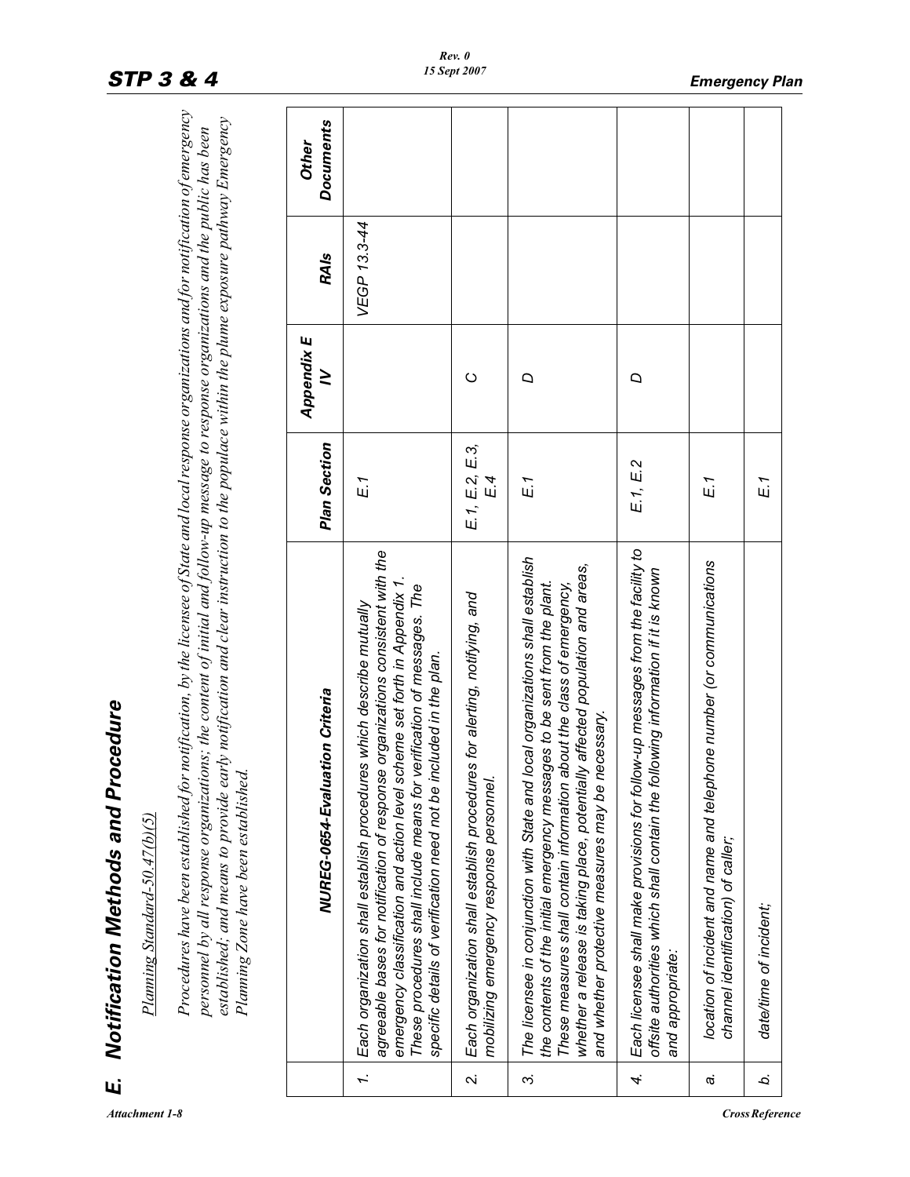# E. Notification Methods and Procedure

Planning Standard-50.47(b)(5)

*Procedures have been established for notification, by the licensee of State and local response organizations and for notification of emergency personnel by all response organizations; the content of initial and follow-up message to response organizations and the public has been established; and means to provide early notification and clear instruction to the populace within the plume exposure pathway Emergency Planning Zone have been established.*

| | NUREG-0654-Evaluation Criteria | Plan Section | Appendix E IV | RAIs | Other Documents |
|---|---|---|---|---|---|
| 1. | *Each organization shall establish procedures which describe mutually agreeable bases for notification of response organizations consistent with the emergency classification and action level scheme set forth in Appendix 1. These procedures shall include means for verification of messages. The specific details of verification need not be included in the plan.* | *E.1* | | *VEGP 13.3-44* | |
| 2. | *Each organization shall establish procedures for alerting, notifying, and mobilizing emergency response personnel.* | *E.1, E.2, E.3, E.4* | *C* | | |
| 3. | *The licensee in conjunction with State and local organizations shall establish the contents of the initial emergency messages to be sent from the plant. These measures shall contain information about the class of emergency, whether a release is taking place, potentially affected population and areas, and whether protective measures may be necessary.* | *E.1* | *D* | | |
| 4. | *Each licensee shall make provisions for follow-up messages from the facility to offsite authorities which shall contain the following information if it is known and appropriate:* | *E.1, E.2* | *D* | | |
| a. | *location of incident and name and telephone number (or communications channel identification) of caller;* | *E.1* | | | |
| b. | *date/time of incident;* | *E.1* | | | |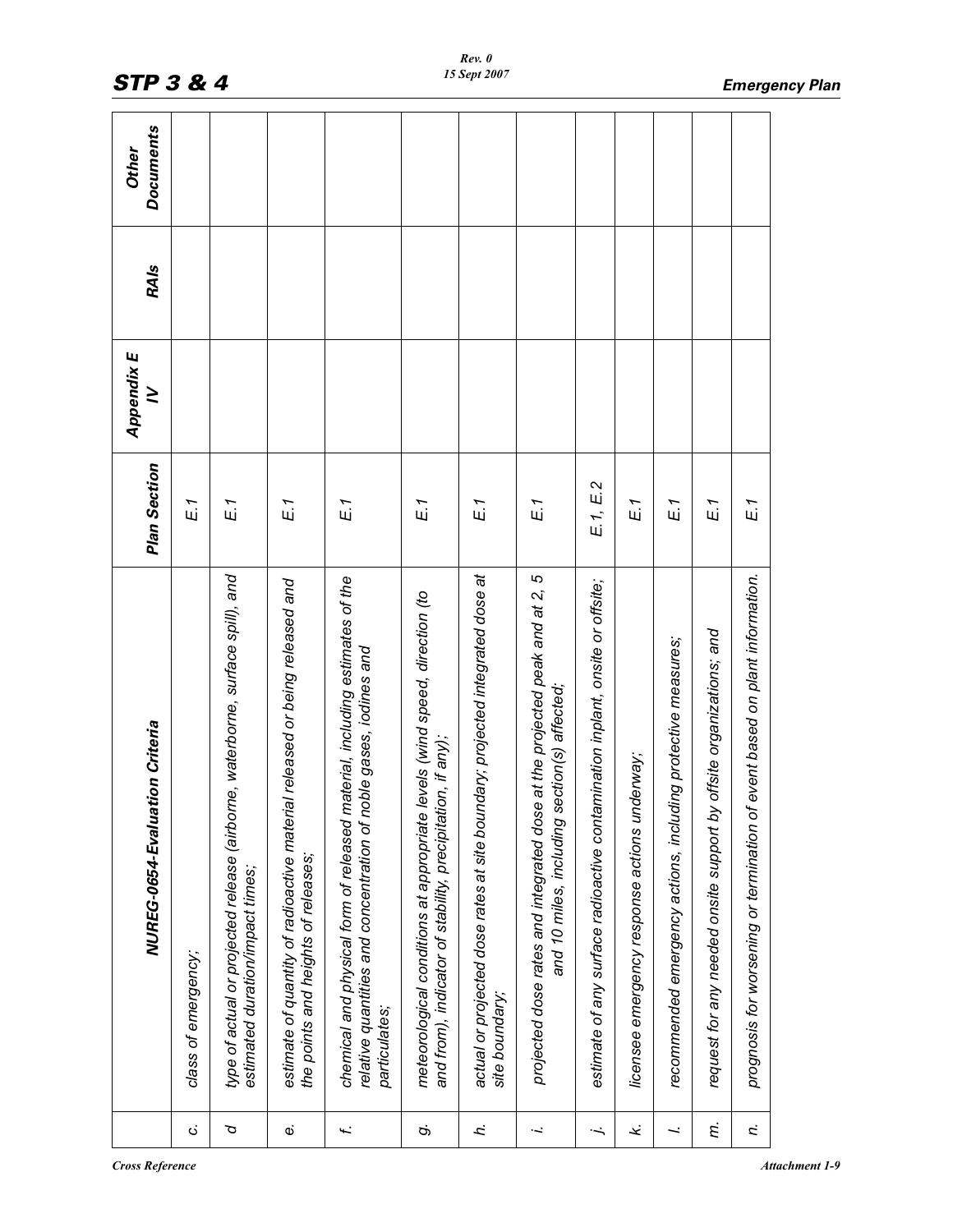|  | NUREG-0654-Evaluation Criteria | Plan Section | Appendix E IV | RAIs | Other Documents |
|---|---|---|---|---|---|
| c. | *class of emergency;* | E.1 |  |  |  |
| d | *type of actual or projected release (airborne, waterborne, surface spill), and estimated duration/impact times;* | E.1 |  |  |  |
| e. | *estimate of quantity of radioactive material released or being released and the points and heights of releases;* | E.1 |  |  |  |
| f. | *chemical and physical form of released material, including estimates of the relative quantities and concentration of noble gases, iodines and particulates;* | E.1 |  |  |  |
| g. | *meteorological conditions at appropriate levels (wind speed, direction (to and from), indicator of stability, precipitation, if any);* | E.1 |  |  |  |
| h. | *actual or projected dose rates at site boundary; projected integrated dose at site boundary;* | E.1 |  |  |  |
| i. | *projected dose rates and integrated dose at the projected peak and at 2, 5 and 10 miles, including section(s) affected;* | E.1 |  |  |  |
| j. | *estimate of any surface radioactive contamination inplant, onsite or offsite;* | E.1, E.2 |  |  |  |
| k. | *licensee emergency response actions underway;* | E.1 |  |  |  |
| l. | *recommended emergency actions, including protective measures;* | E.1 |  |  |  |
| m. | *request for any needed onsite support by offsite organizations; and* | E.1 |  |  |  |
| n. | *prognosis for worsening or termination of event based on plant information.* | E.1 |  |  |  |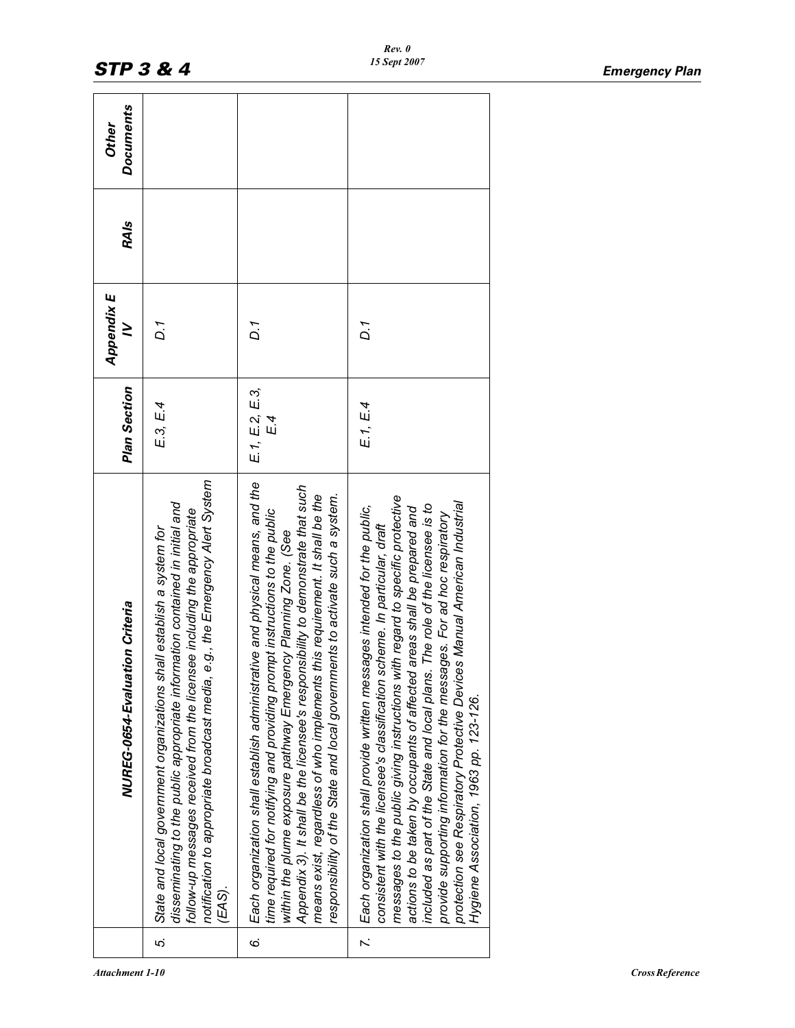|  | NUREG-0654-Evaluation Criteria | Plan Section | Appendix E IV | RAIs | Other Documents |
|---|---|---|---|---|---|
| 5. | State and local government organizations shall establish a system for disseminating to the public appropriate information contained in initial and follow-up messages received from the licensee including the appropriate notification to appropriate broadcast media, e.g., the Emergency Alert System (EAS). | E.3, E.4 | D.1 |  |  |
| 6. | Each organization shall establish administrative and physical means, and the time required for notifying and providing prompt instructions to the public within the plume exposure pathway Emergency Planning Zone. (See Appendix 3). It shall be the licensee's responsibility to demonstrate that such means exist, regardless of who implements this requirement. It shall be the responsibility of the State and local governments to activate such a system. | E.1, E.2, E.3, E.4 | D.1 |  |  |
| 7. | Each organization shall provide written messages intended for the public, consistent with the licensee's classification scheme. In particular, draft messages to the public giving instructions with regard to specific protective actions to be taken by occupants of affected areas shall be prepared and included as part of the State and local plans. The role of the licensee is to provide supporting information for the messages. For ad hoc respiratory protection see Respiratory Protective Devices Manual American Industrial Hygiene Association, 1963 pp. 123-126. | E.1, E.4 | D.1 |  |  |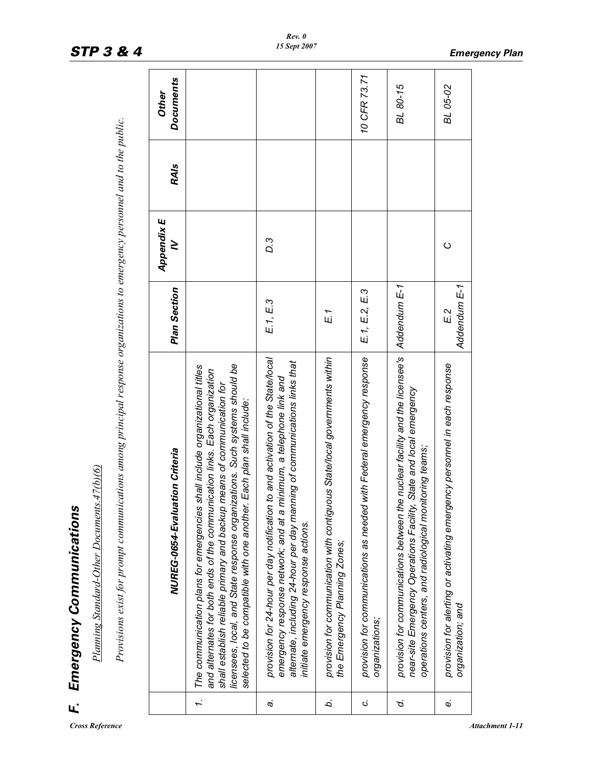# F. Emergency Communications

Planning Standard-Other Documents.47(b)(6)

*Provisions exist for prompt communications among principal response organizations to emergency personnel and to the public.*

| | NUREG-0654-Evaluation Criteria | Plan Section | Appendix E IV | RAIs | Other Documents |
|---|---|---|---|---|---|
| 1. | The communication plans for emergencies shall include organizational titles and alternates for both ends of the communication links. Each organization shall establish reliable primary and backup means of communication for licensees, local, and State response organizations. Such systems should be selected to be compatible with one another. Each plan shall include: | | | | |
| a. | provision for 24-hour per day notification to and activation of the State/local emergency response network; and at a minimum, a telephone link and alternate, including 24-hour per day manning of communications links that initiate emergency response actions. | E.1, E.3 | D.3 | | |
| b. | provision for communication with contiguous State/local governments within the Emergency Planning Zones; | E.1 | | | |
| c. | provision for communications as needed with Federal emergency response organizations; | E.1, E.2, E.3 | | | 10 CFR 73.71 |
| d. | provision for communications between the nuclear facility and the licensee's near-site Emergency Operations Facility, State and local emergency operations centers, and radiological monitoring teams; | Addendum E-1 | | | BL 80-15 |
| e. | provision for alerting or activating emergency personnel in each response organization; and | E.2 Addendum E-1 | C | | BL 05-02 |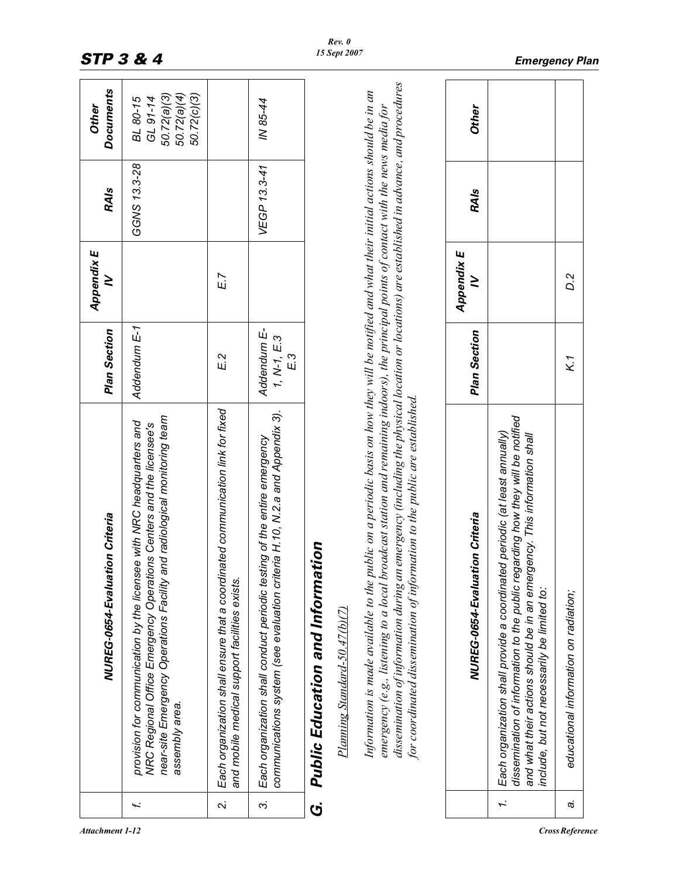| | NUREG-0654-Evaluation Criteria | Plan Section | Appendix E IV | RAIs | Other Documents |
|---|---|---|---|---|---|
| f. | provision for communication by the licensee with NRC headquarters and NRC Regional Office Emergency Operations Centers and the licensee's near-site Emergency Operations Facility and radiological monitoring team assembly area. | Addendum E-1 | | GGNS 13.3-28 | BL 80-15 GL 91-14 50.72(a)(3) 50.72(a)(4) 50.72(c)(3) |
| 2. | Each organization shall ensure that a coordinated communication link for fixed and mobile medical support facilities exists. | E.2 | E.7 | | |
| 3. | Each organization shall conduct periodic testing of the entire emergency communications system (see evaluation criteria H.10, N.2.a and Appendix 3). | Addendum E-1, N-1, E.3 E.3 | | VEGP 13.3-41 | IN 85-44 |

## G. Public Education and Information

Planning Standard-50.47(b)(7)

*Information is made available to the public on a periodic basis on how they will be notified and what their initial actions should be in an emergency (e.g., listening to a local broadcast station and remaining indoors), the principal points of contact with the news media for dissemination of information during an emergency (including the physical location or locations) are established in advance, and procedures for coordinated dissemination of information to the public are established.*

| | NUREG-0654-Evaluation Criteria | Plan Section | Appendix E IV | RAIs | Other |
|---|---|---|---|---|---|
| 1. | Each organization shall provide a coordinated periodic (at least annually) dissemination of information to the public regarding how they will be notified and what their actions should be in an emergency. This information shall include, but not necessarily be limited to: | | | | |
| a. | educational information on radiation; | K.1 | D.2 | | |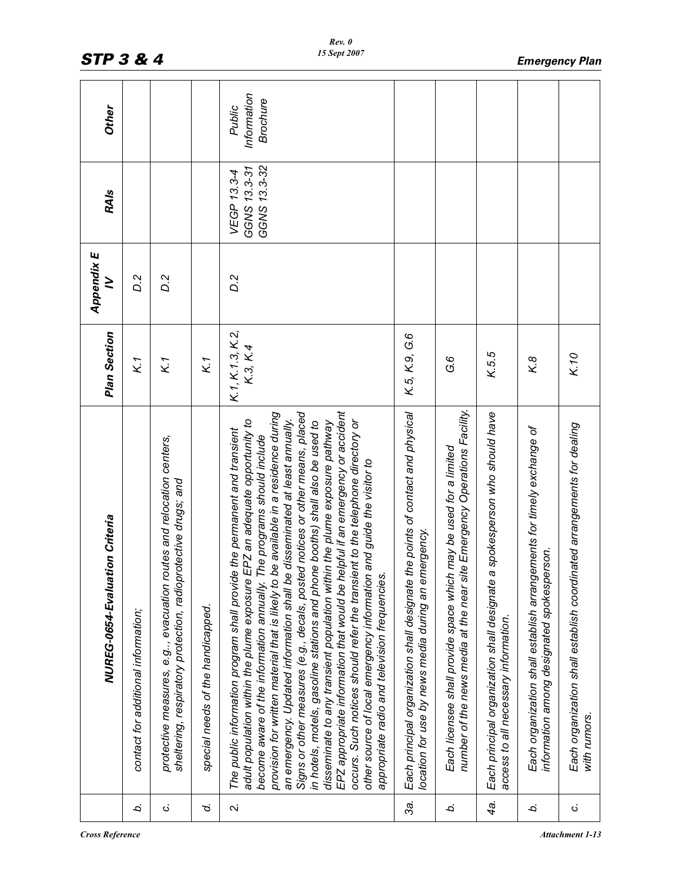| | NUREG-0654-Evaluation Criteria | Plan Section | Appendix E IV | RAIs | Other |
|---|---|---|---|---|---|
| b. | contact for additional information; | K.1 | D.2 | | |
| c. | protective measures, e.g.., evacuation routes and relocation centers, sheltering, respiratory protection, radioprotective drugs; and | K.1 | D.2 | | |
| d. | special needs of the handicapped. | K.1 | | | |
| 2. | The public information program shall provide the permanent and transient adult population within the plume exposure EPZ an adequate opportunity to become aware of the information annually. The programs should include provision for written material that is likely to be available in a residence during an emergency. Updated information shall be disseminated at least annually. Signs or other measures (e.g., decals, posted notices or other means, placed in hotels, motels, gasoline stations and phone booths) shall also be used to disseminate to any transient population within the plume exposure pathway EPZ appropriate information that would be helpful if an emergency or accident occurs. Such notices should refer the transient to the telephone directory or other source of local emergency information and guide the visitor to appropriate radio and television frequencies. | K.1, K.1.3, K.2, K.3, K.4 | D.2 | VEGP 13.3-4 GGNS 13.3-31 GGNS 13.3-32 | Public Information Brochure |
| 3a. | Each principal organization shall designate the points of contact and physical location for use by news media during an emergency. | K.5, K.9, G.6 | | | |
| b. | Each licensee shall provide space which may be used for a limited number of the news media at the near site Emergency Operations Facility. | G.6 | | | |
| 4a. | Each principal organization shall designate a spokesperson who should have access to all necessary information. | K.5.5 | | | |
| b. | Each organization shall establish arrangements for timely exchange of information among designated spokesperson. | K.8 | | | |
| c. | Each organization shall establish coordinated arrangements for dealing with rumors. | K.10 | | | |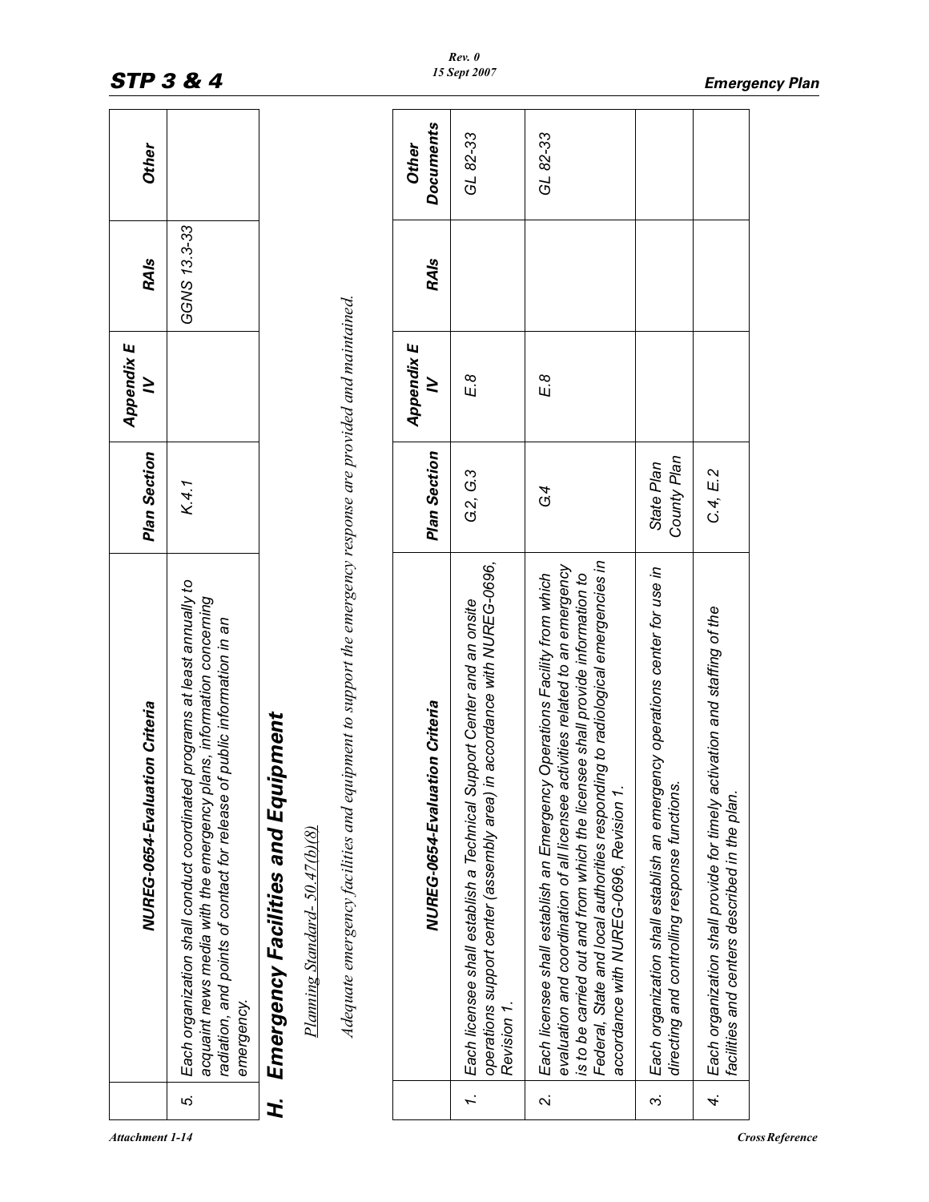| | NUREG-0654-Evaluation Criteria | Plan Section | Appendix E IV | RAIs | Other |
|---|---|---|---|---|---|
| 5. | Each organization shall conduct coordinated programs at least annually to acquaint news media with the emergency plans, information concerning radiation, and points of contact for release of public information in an emergency. | K.4.1 | | GGNS 13.3-33 | |

## H. Emergency Facilities and Equipment

Planning Standard- 50.47(b)(8)

*Adequate emergency facilities and equipment to support the emergency response are provided and maintained.*

| | NUREG-0654-Evaluation Criteria | Plan Section | Appendix E IV | RAIs | Other Documents |
|---|---|---|---|---|---|
| 1. | Each licensee shall establish a Technical Support Center and an onsite operations support center (assembly area) in accordance with NUREG-0696, Revision 1. | G.2, G.3 | E.8 | | GL 82-33 |
| 2. | Each licensee shall establish an Emergency Operations Facility from which evaluation and coordination of all licensee activities related to an emergency is to be carried out and from which the licensee shall provide information to Federal, State and local authorities responding to radiological emergencies in accordance with NUREG-0696, Revision 1. | G.4 | E.8 | | GL 82-33 |
| 3. | Each organization shall establish an emergency operations center for use in directing and controlling response functions. | State Plan County Plan | | | |
| 4. | Each organization shall provide for timely activation and staffing of the facilities and centers described in the plan. | C.4, E.2 | | | |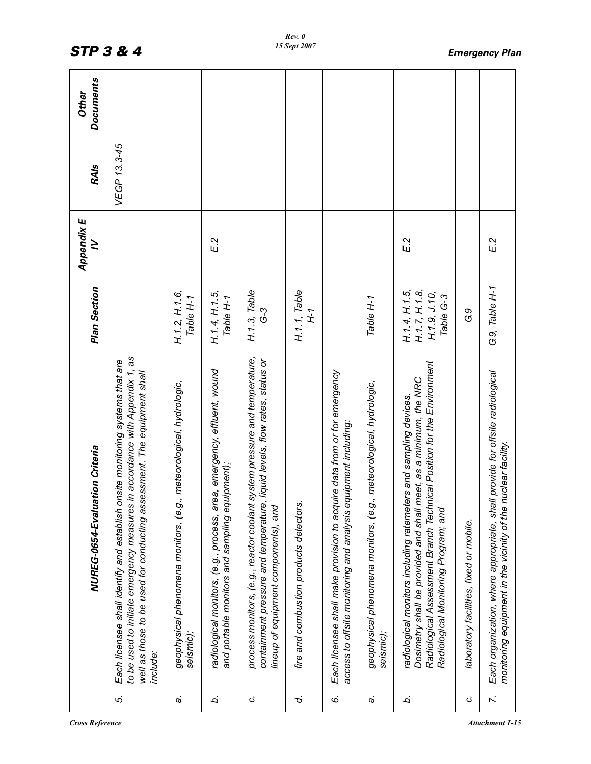|  | NUREG-0654-Evaluation Criteria | Plan Section | Appendix E IV | RAIs | Other Documents |
|---|---|---|---|---|---|
| 5. | Each licensee shall identify and establish onsite monitoring systems that are to be used to initiate emergency measures in accordance with Appendix 1, as well as those to be used for conducting assessment. The equipment shall include: |  |  | VEGP 13.3-45 |  |
| a. | geophysical phenomena monitors, (e.g., meteorological, hydrologic, seismic); | H.1.2, H.1.6, Table H-1 |  |  |  |
| b. | radiological monitors, (e.g., process, area, emergency, effluent, wound and portable monitors and sampling equipment); | H.1.4, H.1.5, Table H-1 | E.2 |  |  |
| c. | process monitors, (e.g., reactor coolant system pressure and temperature, containment pressure and temperature, liquid levels, flow rates, status or lineup of equipment components), and | H.1.3, Table G-3 |  |  |  |
| d. | fire and combustion products detectors. | H.1.1, Table H-1 |  |  |  |
| 6. | Each licensee shall make provision to acquire data from or for emergency access to offsite monitoring and analysis equipment including: |  |  |  |  |
| a. | geophysical phenomena monitors, (e.g., meteorological, hydrologic, seismic); | Table H-1 |  |  |  |
| b. | radiological monitors including ratemeters and sampling devices. Dosimetry shall be provided and shall meet, as a minimum, the NRC Radiological Assessment Branch Technical Position for the Environment Radiological Monitoring Program; and | H.1.4, H.1.5, H.1.7, H.1.8, H.1.9, J.10, Table G-3 | E.2 |  |  |
| c. | laboratory facilities, fixed or mobile. | G.9 |  |  |  |
| 7. | Each organization, where appropriate, shall provide for offsite radiological monitoring equipment in the vicinity of the nuclear facility. | G.9, Table H-1 | E.2 |  |  |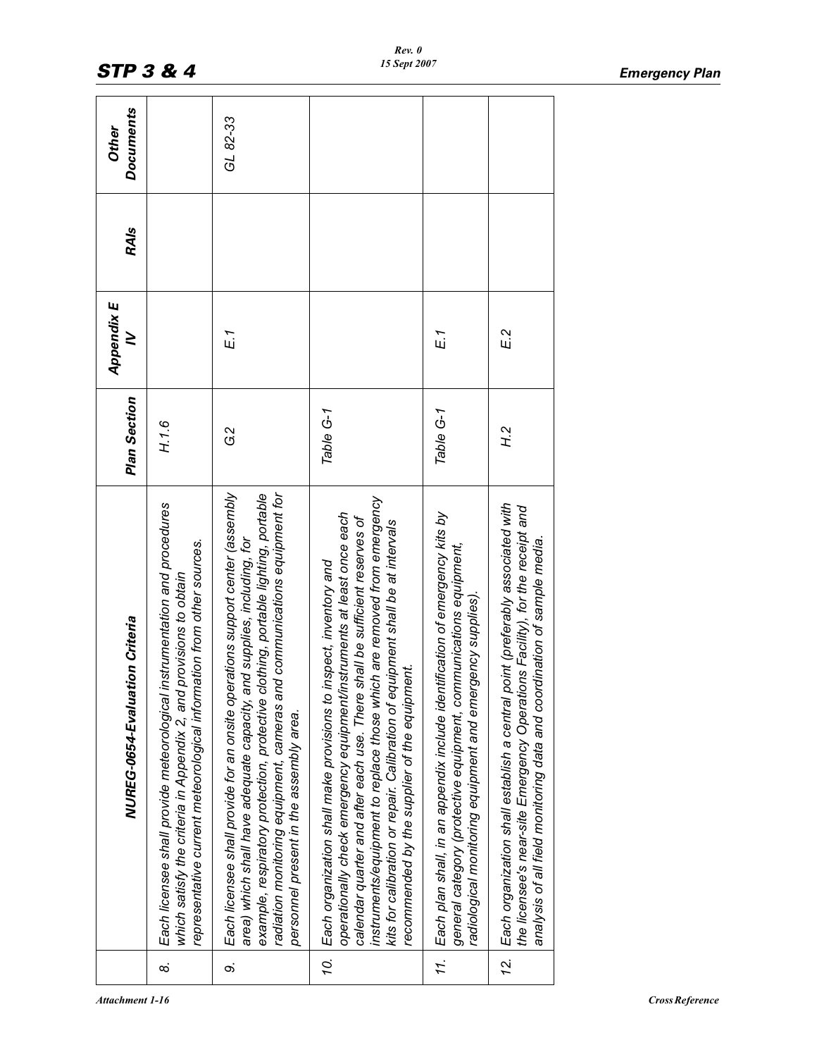| | NUREG-0654-Evaluation Criteria | Plan Section | Appendix E IV | RAIs | Other Documents |
|---|---|---|---|---|---|
| 8. | Each licensee shall provide meteorological instrumentation and procedures which satisfy the criteria in Appendix 2, and provisions to obtain representative current meteorological information from other sources. | H.1.6 | | | |
| 9. | Each licensee shall provide for an onsite operations support center (assembly area) which shall have adequate capacity, and supplies, including, for example, respiratory protection, protective clothing, portable lighting, portable radiation monitoring equipment, cameras and communications equipment for personnel present in the assembly area. | G.2 | E.1 | | GL 82-33 |
| 10. | Each organization shall make provisions to inspect, inventory and operationally check emergency equipment/instruments at least once each calendar quarter and after each use. There shall be sufficient reserves of instruments/equipment to replace those which are removed from emergency kits for calibration or repair. Calibration of equipment shall be at intervals recommended by the supplier of the equipment. | Table G-1 | | | |
| 11. | Each plan shall, in an appendix include identification of emergency kits by general category (protective equipment, communications equipment, radiological monitoring equipment and emergency supplies). | Table G-1 | E.1 | | |
| 12. | Each organization shall establish a central point (preferably associated with the licensee's near-site Emergency Operations Facility), for the receipt and analysis of all field monitoring data and coordination of sample media. | H.2 | E.2 | | |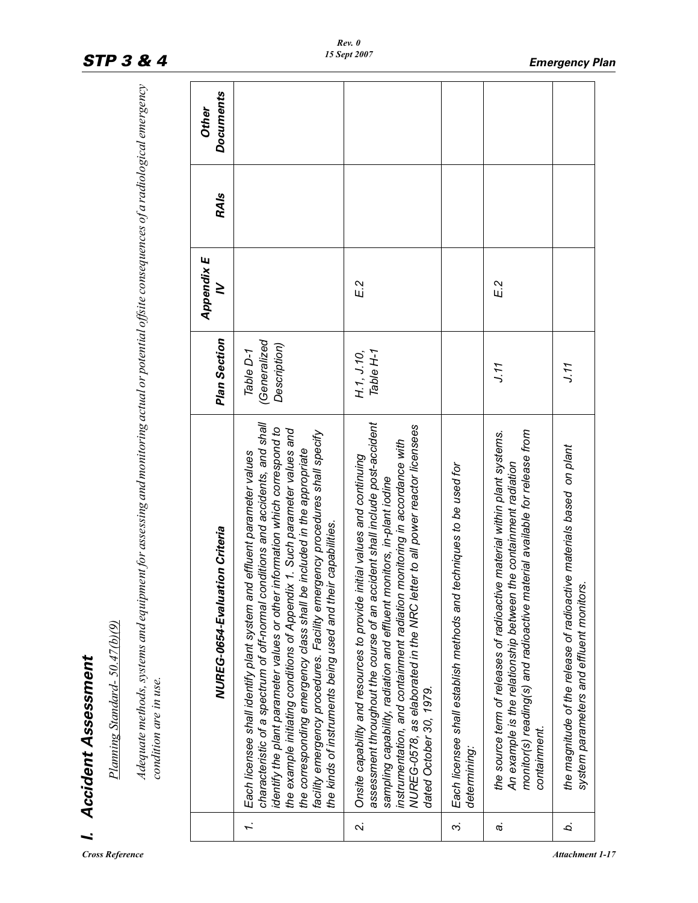# I. Accident Assessment

Planning Standard- 50.47(b)(9)

*Adequate methods, systems and equipment for assessing and monitoring actual or potential offsite consequences of a radiological emergency condition are in use.*

| | NUREG-0654-Evaluation Criteria | Plan Section | Appendix E IV | RAIs | Other Documents |
|---|---|---|---|---|---|
| 1. | Each licensee shall identify plant system and effluent parameter values characteristic of a spectrum of off-normal conditions and accidents, and shall identify the plant parameter values or other information which correspond to the example initiating conditions of Appendix 1. Such parameter values and the corresponding emergency class shall be included in the appropriate facility emergency procedures. Facility emergency procedures shall specify the kinds of instruments being used and their capabilities. | Table D-1 (Generalized Description) | | | |
| 2. | Onsite capability and resources to provide initial values and continuing assessment throughout the course of an accident shall include post-accident sampling capability, radiation and effluent monitors, in-plant iodine instrumentation, and containment radiation monitoring in accordance with NUREG-0578, as elaborated in the NRC letter to all power reactor licensees dated October 30, 1979. | H.1, J.10, Table H-1 | E.2 | | |
| 3. | Each licensee shall establish methods and techniques to be used for determining: | | | | |
| a. | the source term of releases of radioactive material within plant systems. An example is the relationship between the containment radiation monitor(s) reading(s) and radioactive material available for release from containment. | J.11 | E.2 | | |
| b. | the magnitude of the release of radioactive materials based on plant system parameters and effluent monitors. | J.11 | | | |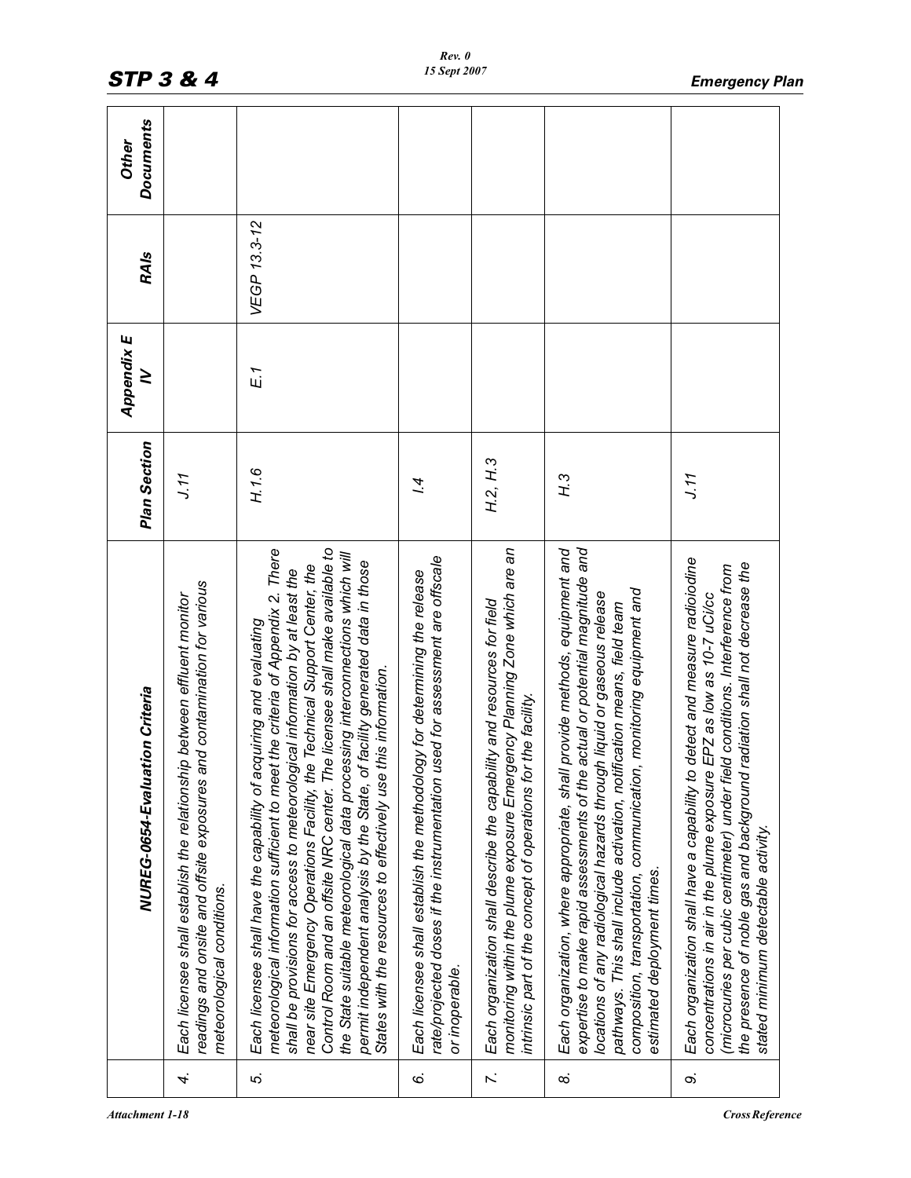|  | NUREG-0654-Evaluation Criteria | Plan Section | Appendix E IV | RAIs | Other Documents |
|---|---|---|---|---|---|
| 4. | *Each licensee shall establish the relationship between effluent monitor readings and onsite and offsite exposures and contamination for various meteorological conditions.* | *J.11* |  |  |  |
| 5. | *Each licensee shall have the capability of acquiring and evaluating meteorological information sufficient to meet the criteria of Appendix 2. There shall be provisions for access to meteorological information by at least the near site Emergency Operations Facility, the Technical Support Center, the Control Room and an offsite NRC center. The licensee shall make available to the State suitable meteorological data processing interconnections which will permit independent analysis by the State, of facility generated data in those States with the resources to effectively use this information.* | *H.1.6* | *E.1* | *VEGP 13.3-12* |  |
| 6. | *Each licensee shall establish the methodology for determining the release rate/projected doses if the instrumentation used for assessment are offscale or inoperable.* | *I.4* |  |  |  |
| 7. | *Each organization shall describe the capability and resources for field monitoring within the plume exposure Emergency Planning Zone which are an intrinsic part of the concept of operations for the facility.* | *H.2, H.3* |  |  |  |
| 8. | *Each organization, where appropriate, shall provide methods, equipment and expertise to make rapid assessments of the actual or potential magnitude and locations of any radiological hazards through liquid or gaseous release pathways. This shall include activation, notification means, field team composition, transportation, communication, monitoring equipment and estimated deployment times.* | *H.3* |  |  |  |
| 9. | *Each organization shall have a capability to detect and measure radioiodine concentrations in air in the plume exposure EPZ as low as 10-7 uCi/cc (microcuries per cubic centimeter) under field conditions. Interference from the presence of noble gas and background radiation shall not decrease the stated minimum detectable activity.* | *J.11* |  |  |  |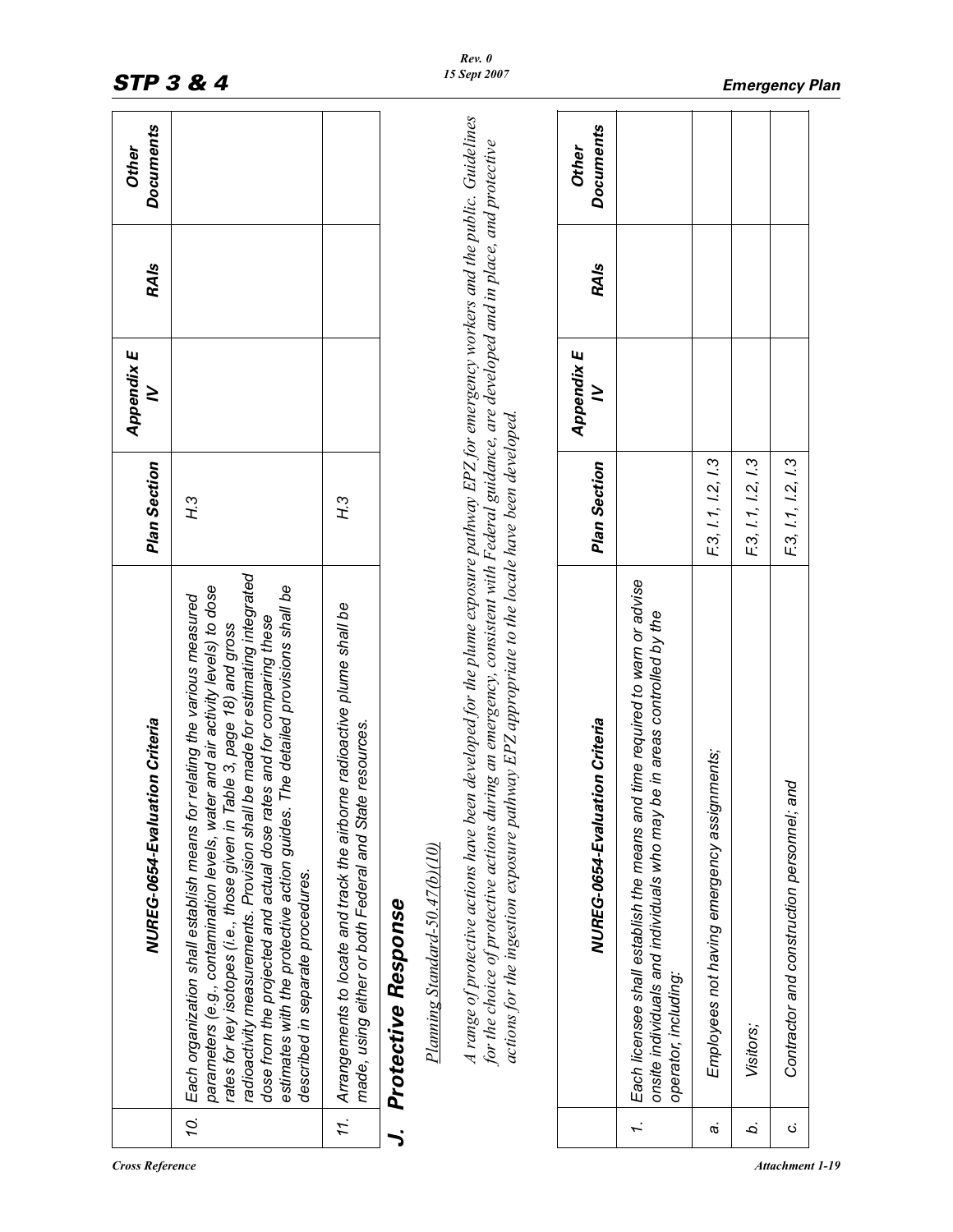| | NUREG-0654-Evaluation Criteria | Plan Section | Appendix E IV | RAIs | Other Documents |
|---|---|---|---|---|---|
| 10. | Each organization shall establish means for relating the various measured parameters (e.g., contamination levels, water and air activity levels) to dose rates for key isotopes (i.e., those given in Table 3, page 18) and gross radioactivity measurements. Provision shall be made for estimating integrated dose from the projected and actual dose rates and for comparing these estimates with the protective action guides. The detailed provisions shall be described in separate procedures. | H.3 | | | |
| 11. | Arrangements to locate and track the airborne radioactive plume shall be made, using either or both Federal and State resources. | H.3 | | | |

## J. Protective Response

Planning Standard-50.47(b)(10)

*A range of protective actions have been developed for the plume exposure pathway EPZ for emergency workers and the public. Guidelines for the choice of protective actions during an emergency, consistent with Federal guidance, are developed and in place, and protective actions for the ingestion exposure pathway EPZ appropriate to the locale have been developed.*

| | NUREG-0654-Evaluation Criteria | Plan Section | Appendix E IV | RAIs | Other Documents |
|---|---|---|---|---|---|
| 1. | Each licensee shall establish the means and time required to warn or advise onsite individuals and individuals who may be in areas controlled by the operator, including: | | | | |
| a. | Employees not having emergency assignments; | F.3, I.1, I.2, I.3 | | | |
| b. | Visitors; | F.3, I.1, I.2, I.3 | | | |
| c. | Contractor and construction personnel; and | F.3, I.1, I.2, I.3 | | | |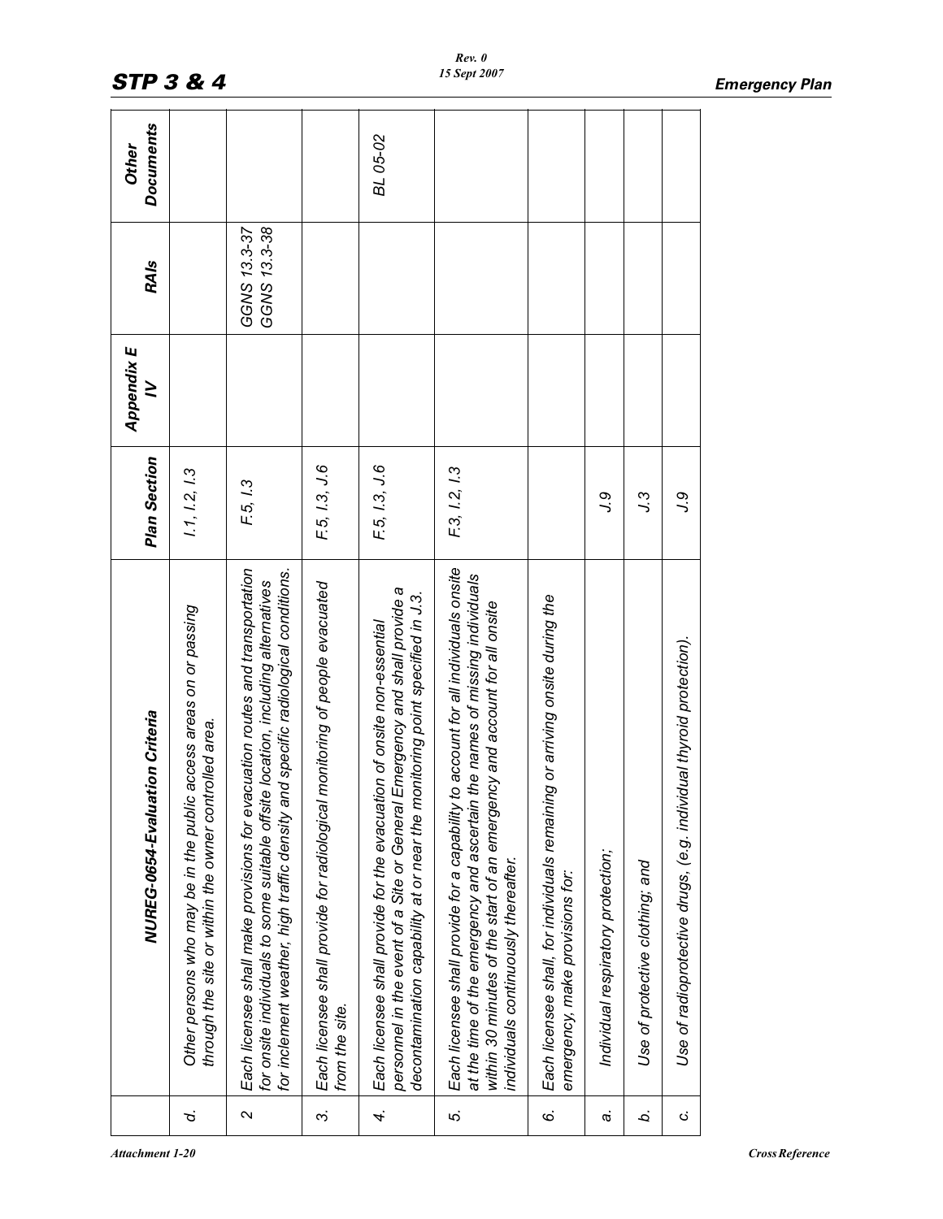| | NUREG-0654-Evaluation Criteria | Plan Section | Appendix E IV | RAIs | Other Documents |
|---|---|---|---|---|---|
| d. | Other persons who may be in the public access areas on or passing through the site or within the owner controlled area. | I.1, I.2, I.3 | | | |
| 2 | Each licensee shall make provisions for evacuation routes and transportation for onsite individuals to some suitable offsite location, including alternatives for inclement weather, high traffic density and specific radiological conditions. | F.5, I.3 | | GGNS 13.3-37 GGNS 13.3-38 | |
| 3. | Each licensee shall provide for radiological monitoring of people evacuated from the site. | F.5, I.3, J.6 | | | |
| 4. | Each licensee shall provide for the evacuation of onsite non-essential personnel in the event of a Site or General Emergency and shall provide a decontamination capability at or near the monitoring point specified in J.3. | F.5, I.3, J.6 | | | BL 05-02 |
| 5. | Each licensee shall provide for a capability to account for all individuals onsite at the time of the emergency and ascertain the names of missing individuals within 30 minutes of the start of an emergency and account for all onsite individuals continuously thereafter. | F.3, I.2, I.3 | | | |
| 6. | Each licensee shall, for individuals remaining or arriving onsite during the emergency, make provisions for: | | | | |
| a. | Individual respiratory protection; | J.9 | | | |
| b. | Use of protective clothing; and | J.3 | | | |
| c. | Use of radioprotective drugs, (e.g. individual thyroid protection). | J.9 | | | |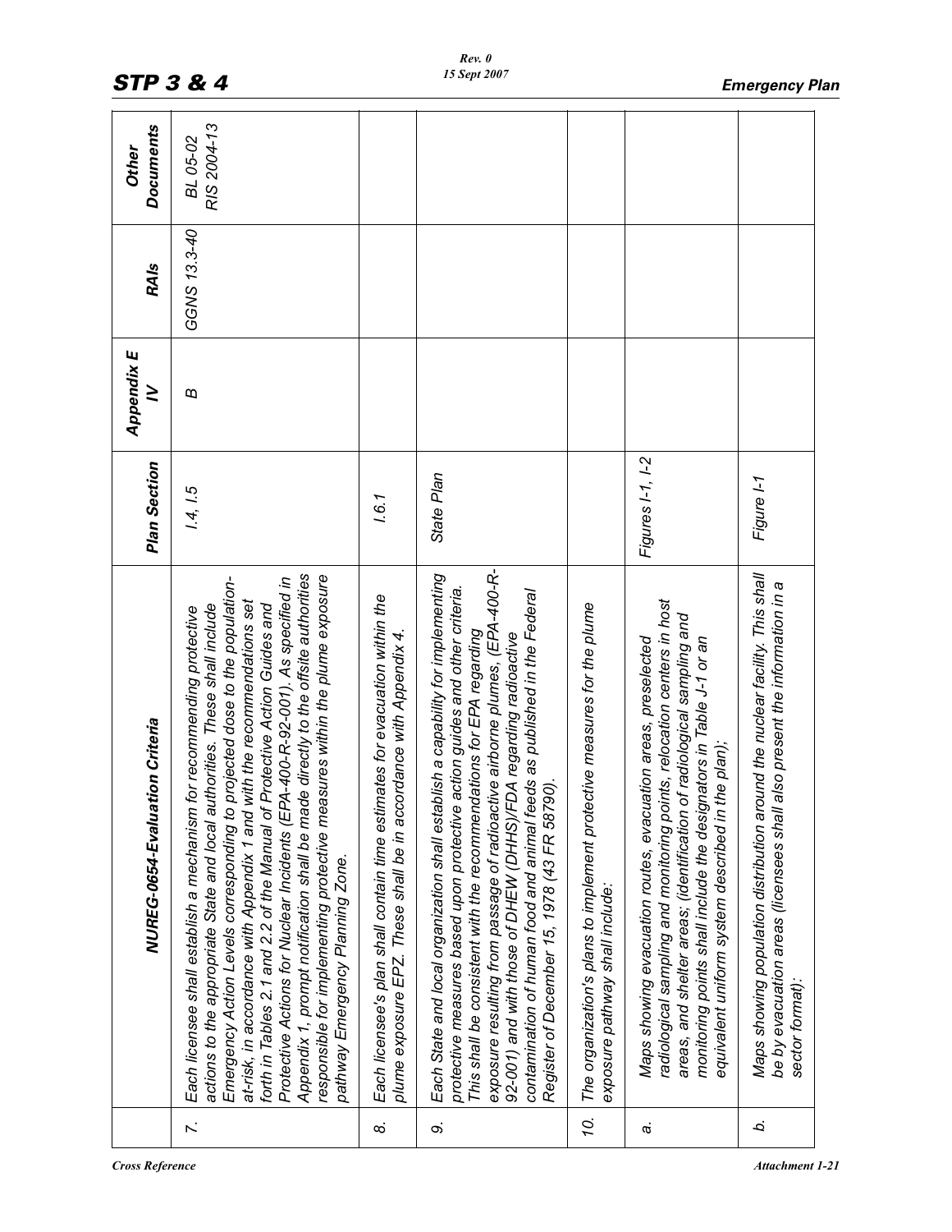| | NUREG-0654-Evaluation Criteria | Plan Section | Appendix E IV | RAIs | Other Documents |
|---|---|---|---|---|---|
| 7. | Each licensee shall establish a mechanism for recommending protective actions to the appropriate State and local authorities. These shall include Emergency Action Levels corresponding to projected dose to the population-at-risk, in accordance with Appendix 1 and with the recommendations set forth in Tables 2.1 and 2.2 of the Manual of Protective Action Guides and Protective Actions for Nuclear Incidents (EPA-400-R-92-001). As specified in Appendix 1, prompt notification shall be made directly to the offsite authorities responsible for implementing protective measures within the plume exposure pathway Emergency Planning Zone. | I.4, I.5 | B | GGNS 13.3-40 | BL 05-02<br>RIS 2004-13 |
| 8. | Each licensee's plan shall contain time estimates for evacuation within the plume exposure EPZ. These shall be in accordance with Appendix 4. | I.6.1 | | | |
| 9. | Each State and local organization shall establish a capability for implementing protective measures based upon protective action guides and other criteria. This shall be consistent with the recommendations for EPA regarding exposure resulting from passage of radioactive airborne plumes, (EPA-400-R-92-001) and with those of DHEW (DHHS)/FDA regarding radioactive contamination of human food and animal feeds as published in the Federal Register of December 15, 1978 (43 FR 58790). | State Plan | | | |
| 10. | The organization's plans to implement protective measures for the plume exposure pathway shall include: | | | | |
| a. | Maps showing evacuation routes, evacuation areas, preselected radiological sampling and monitoring points, relocation centers in host areas, and shelter areas; (identification of radiological sampling and monitoring points shall include the designators in Table J-1 or an equivalent uniform system described in the plan); | Figures I-1, I-2 | | | |
| b. | Maps showing population distribution around the nuclear facility. This shall be by evacuation areas (licensees shall also present the information in a sector format): | Figure I-1 | | | |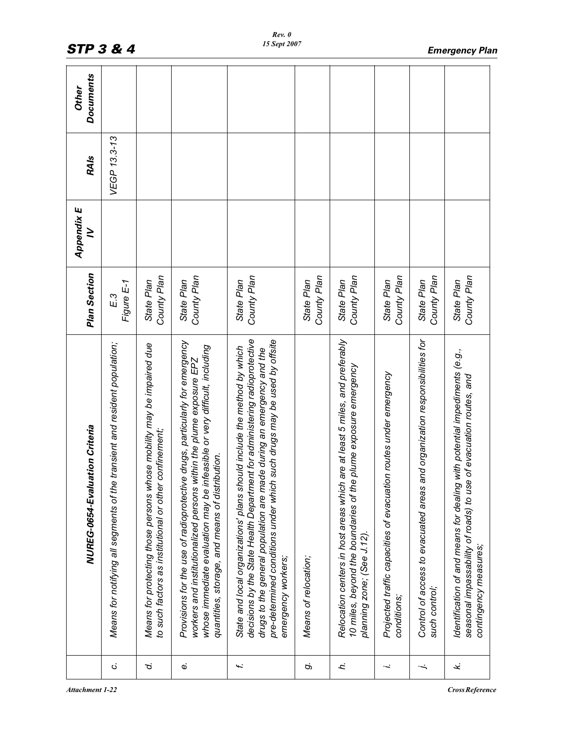| | NUREG-0654-Evaluation Criteria | Plan Section | Appendix E IV | RAIs | Other Documents |
|---|---|---|---|---|---|
| c. | Means for notifying all segments of the transient and resident population; | E.3<br>Figure E-1 | | VEGP 13.3-13 | |
| d. | Means for protecting those persons whose mobility may be impaired due to such factors as institutional or other confinement; | State Plan<br>County Plan | | | |
| e. | Provisions for the use of radioprotective drugs, particularly for emergency workers and institutionalized persons within the plume exposure EPZ whose immediate evaluation may be infeasible or very difficult, including quantities, storage, and means of distribution. | State Plan<br>County Plan | | | |
| f. | State and local organizations' plans should include the method by which decisions by the State Health Department for administering radioprotective drugs to the general population are made during an emergency and the pre-determined conditions under which such drugs may be used by offsite emergency workers; | State Plan<br>County Plan | | | |
| g. | Means of relocation; | State Plan<br>County Plan | | | |
| h. | Relocation centers in host areas which are at least 5 miles, and preferably 10 miles, beyond the boundaries of the plume exposure emergency planning zone; (See J.12). | State Plan<br>County Plan | | | |
| i. | Projected traffic capacities of evacuation routes under emergency conditions; | State Plan<br>County Plan | | | |
| j. | Control of access to evacuated areas and organization responsibilities for such control; | State Plan<br>County Plan | | | |
| k. | Identification of and means for dealing with potential impediments (e.g., seasonal impassability of roads) to use of evacuation routes, and contingency measures; | State Plan<br>County Plan | | | |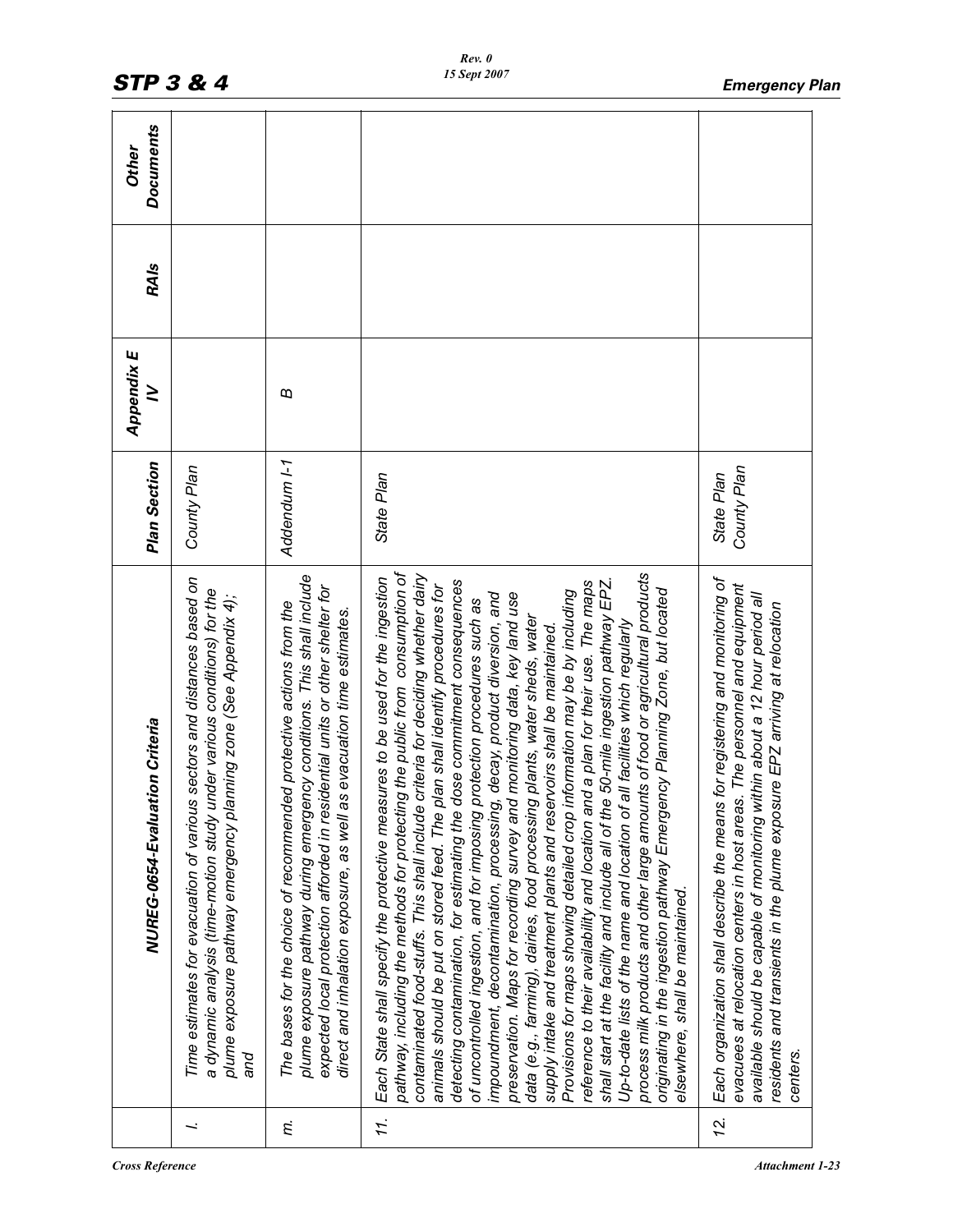| | NUREG-0654-Evaluation Criteria | Plan Section | Appendix E IV | RAIs | Other Documents |
|---|---|---|---|---|---|
| *l.* | *Time estimates for evacuation of various sectors and distances based on a dynamic analysis (time-motion study under various conditions) for the plume exposure pathway emergency planning zone (See Appendix 4); and* | *County Plan* | | | |
| *m.* | *The bases for the choice of recommended protective actions from the plume exposure pathway during emergency conditions. This shall include expected local protection afforded in residential units or other shelter for direct and inhalation exposure, as well as evacuation time estimates.* | *Addendum I-1* | *B* | | |
| *11.* | *Each State shall specify the protective measures to be used for the ingestion pathway, including the methods for protecting the public from consumption of contaminated food-stuffs. This shall include criteria for deciding whether dairy animals should be put on stored feed. The plan shall identify procedures for detecting contamination, for estimating the dose commitment consequences of uncontrolled ingestion, and for imposing protection procedures such as impoundment, decontamination, processing, decay, product diversion, and preservation. Maps for recording survey and monitoring data, key land use data (e.g., farming), dairies, food processing plants, water sheds, water supply intake and treatment plants and reservoirs shall be maintained. Provisions for maps showing detailed crop information may be by including reference to their availability and location and a plan for their use. The maps shall start at the facility and include all of the 50-mile ingestion pathway EPZ. Up-to-date lists of the name and location of all facilities which regularly process milk products and other large amounts of food or agricultural products originating in the ingestion pathway Emergency Planning Zone, but located elsewhere, shall be maintained.* | *State Plan* | | | |
| *12.* | *Each organization shall describe the means for registering and monitoring of evacuees at relocation centers in host areas. The personnel and equipment available should be capable of monitoring within about a 12 hour period all residents and transients in the plume exposure EPZ arriving at relocation centers.* | *State Plan* *County Plan* | | | |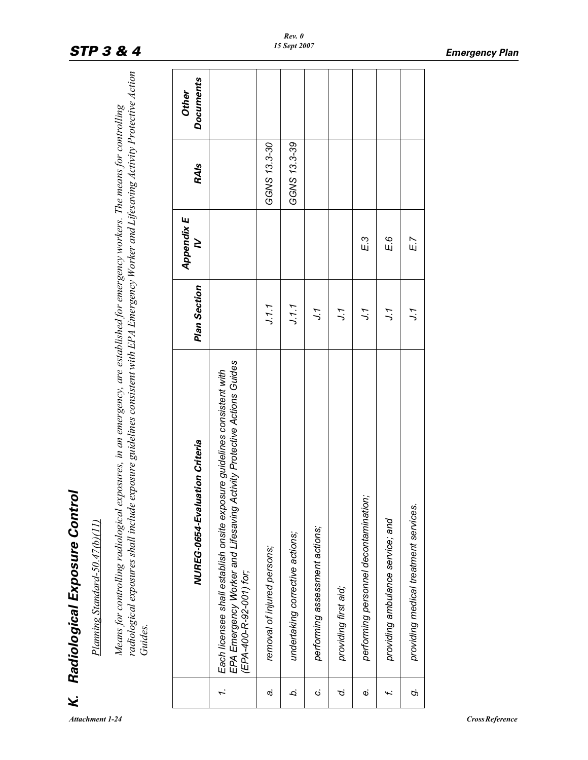# K. Radiological Exposure Control

Planning Standard-50.47(b)(11)

*Means for controlling radiological exposures, in an emergency, are established for emergency workers. The means for controlling radiological exposures shall include exposure guidelines consistent with EPA Emergency Worker and Lifesaving Activity Protective Action Guides.*

| | NUREG-0654-Evaluation Criteria | Plan Section | Appendix E IV | RAIs | Other Documents |
|---|---|---|---|---|---|
| *1.* | *Each licensee shall establish onsite exposure guidelines consistent with EPA Emergency Worker and Lifesaving Activity Protective Actions Guides (EPA-400-R-92-001) for;* | | | | |
| *a.* | *removal of injured persons;* | *J.1.1* | | *GGNS 13.3-30* | |
| *b.* | *undertaking corrective actions;* | *J.1.1* | | *GGNS 13.3-39* | |
| *c.* | *performing assessment actions;* | *J.1* | | | |
| *d.* | *providing first aid;* | *J.1* | | | |
| *e.* | *performing personnel decontamination;* | *J.1* | *E.3* | | |
| *f.* | *providing ambulance service; and* | *J.1* | *E.6* | | |
| *g.* | *providing medical treatment services.* | *J.1* | *E.7* | | |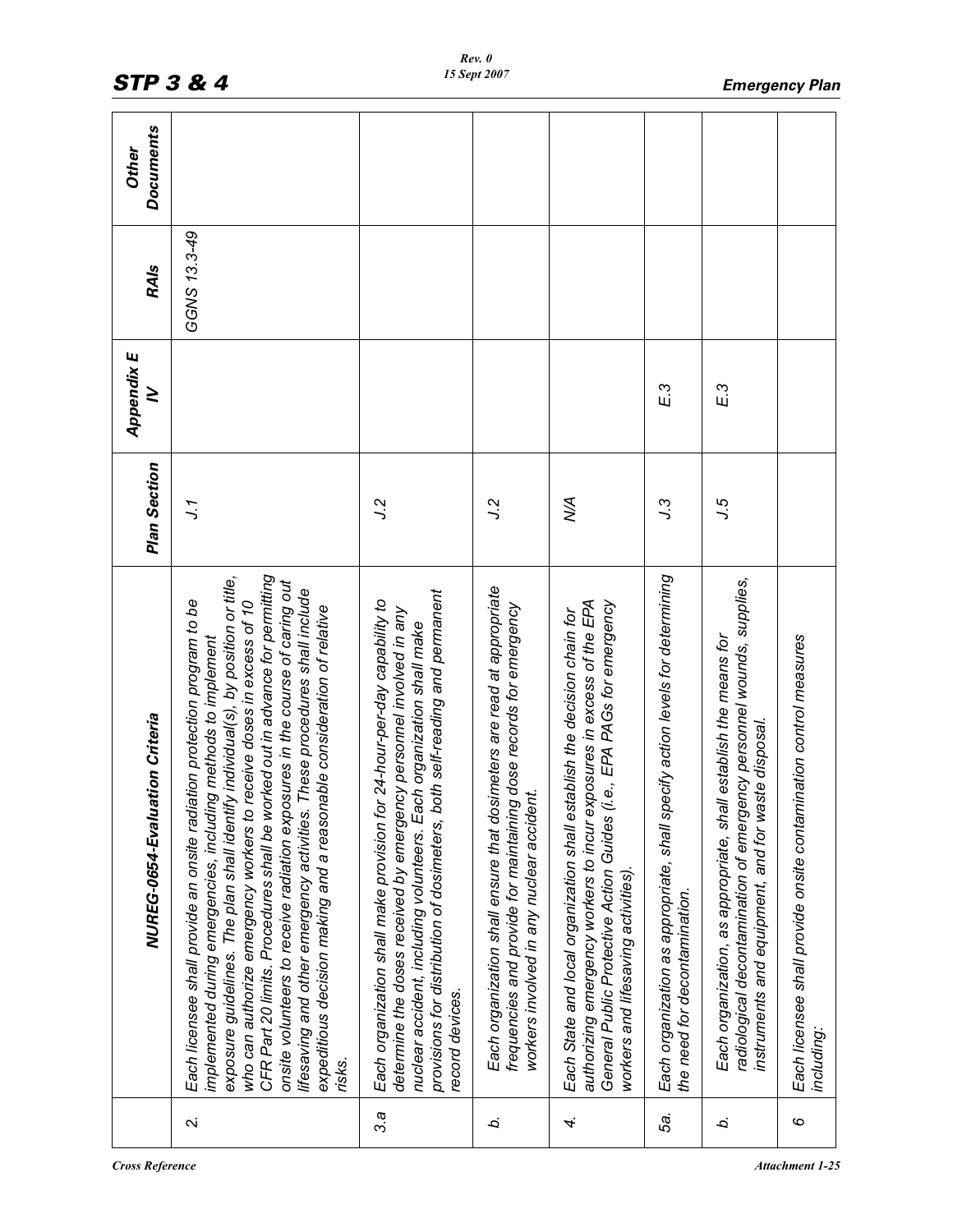| | NUREG-0654-Evaluation Criteria | Plan Section | Appendix E IV | RAIs | Other Documents |
|---|---|---|---|---|---|
| 2. | Each licensee shall provide an onsite radiation protection program to be implemented during emergencies, including methods to implement exposure guidelines. The plan shall identify individual(s), by position or title, who can authorize emergency workers to receive doses in excess of 10 CFR Part 20 limits. Procedures shall be worked out in advance for permitting onsite volunteers to receive radiation exposures in the course of caring out lifesaving and other emergency activities. These procedures shall include expeditious decision making and a reasonable consideration of relative risks. | J.1 | | GGNS 13.3-49 | |
| 3.a | Each organization shall make provision for 24-hour-per-day capability to determine the doses received by emergency personnel involved in any nuclear accident, including volunteers. Each organization shall make provisions for distribution of dosimeters, both self-reading and permanent record devices. | J.2 | | | |
| b. | Each organization shall ensure that dosimeters are read at appropriate frequencies and provide for maintaining dose records for emergency workers involved in any nuclear accident. | J.2 | | | |
| 4. | Each State and local organization shall establish the decision chain for authorizing emergency workers to incur exposures in excess of the EPA General Public Protective Action Guides (i.e., EPA PAGs for emergency workers and lifesaving activities). | N/A | | | |
| 5a. | Each organization as appropriate, shall specify action levels for determining the need for decontamination. | J.3 | E.3 | | |
| b. | Each organization, as appropriate, shall establish the means for radiological decontamination of emergency personnel wounds, supplies, instruments and equipment, and for waste disposal. | J.5 | E.3 | | |
| 6 | Each licensee shall provide onsite contamination control measures including: | | | | |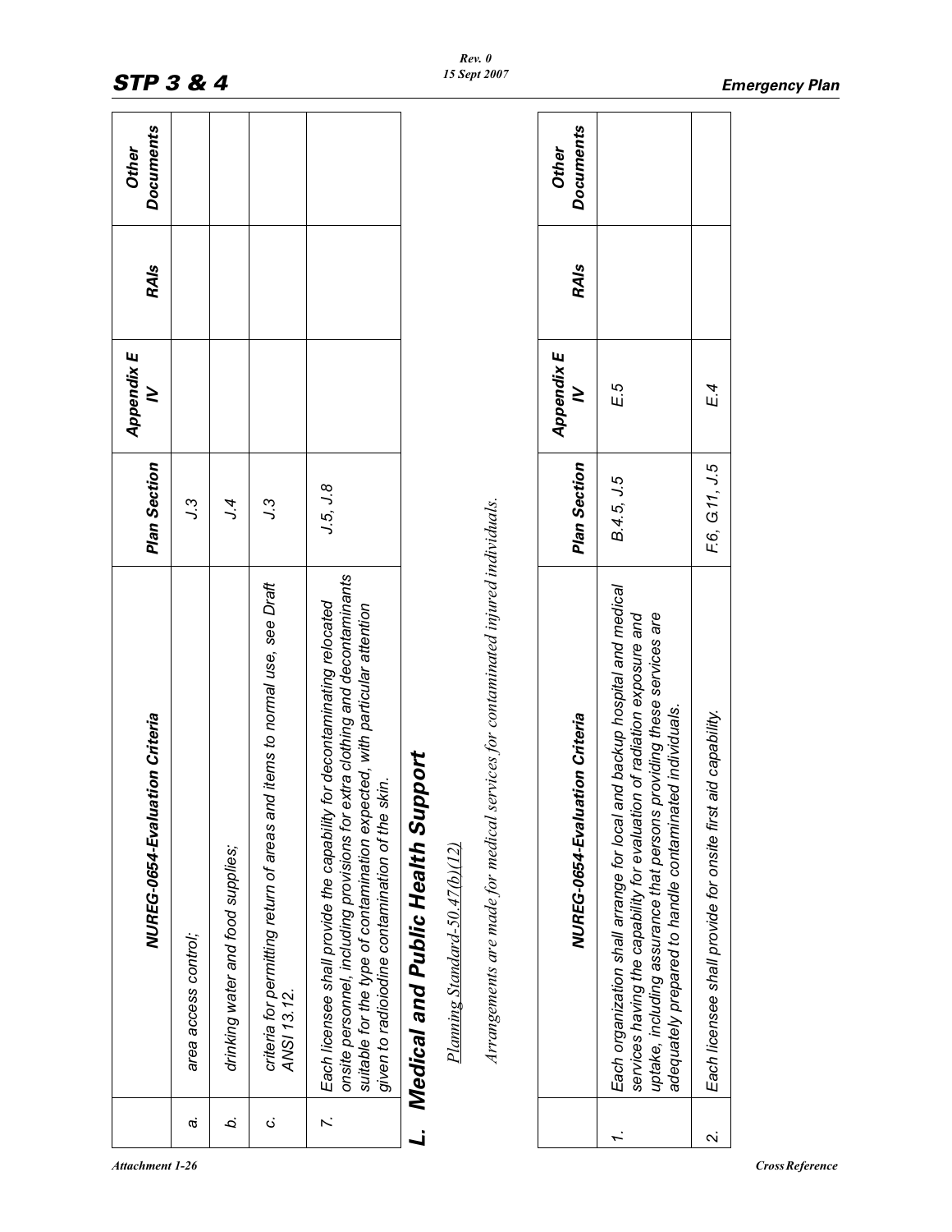| | NUREG-0654-Evaluation Criteria | Plan Section | Appendix E IV | RAIs | Other Documents |
|---|---|---|---|---|---|
| a. | area access control; | J.3 | | | |
| b. | drinking water and food supplies; | J.4 | | | |
| c. | criteria for permitting return of areas and items to normal use, see Draft ANSI 13.12. | J.3 | | | |
| 7. | Each licensee shall provide the capability for decontaminating relocated onsite personnel, including provisions for extra clothing and decontaminants suitable for the type of contamination expected, with particular attention given to radioiodine contamination of the skin. | J.5, J.8 | | | |

## L. Medical and Public Health Support

Planning Standard-50.47(b)(12)

*Arrangements are made for medical services for contaminated injured individuals.*

| | NUREG-0654-Evaluation Criteria | Plan Section | Appendix E IV | RAIs | Other Documents |
|---|---|---|---|---|---|
| 1. | Each organization shall arrange for local and backup hospital and medical services having the capability for evaluation of radiation exposure and uptake, including assurance that persons providing these services are adequately prepared to handle contaminated individuals. | B.4.5, J.5 | E.5 | | |
| 2. | Each licensee shall provide for onsite first aid capability. | F.6, G.11, J.5 | E.4 | | |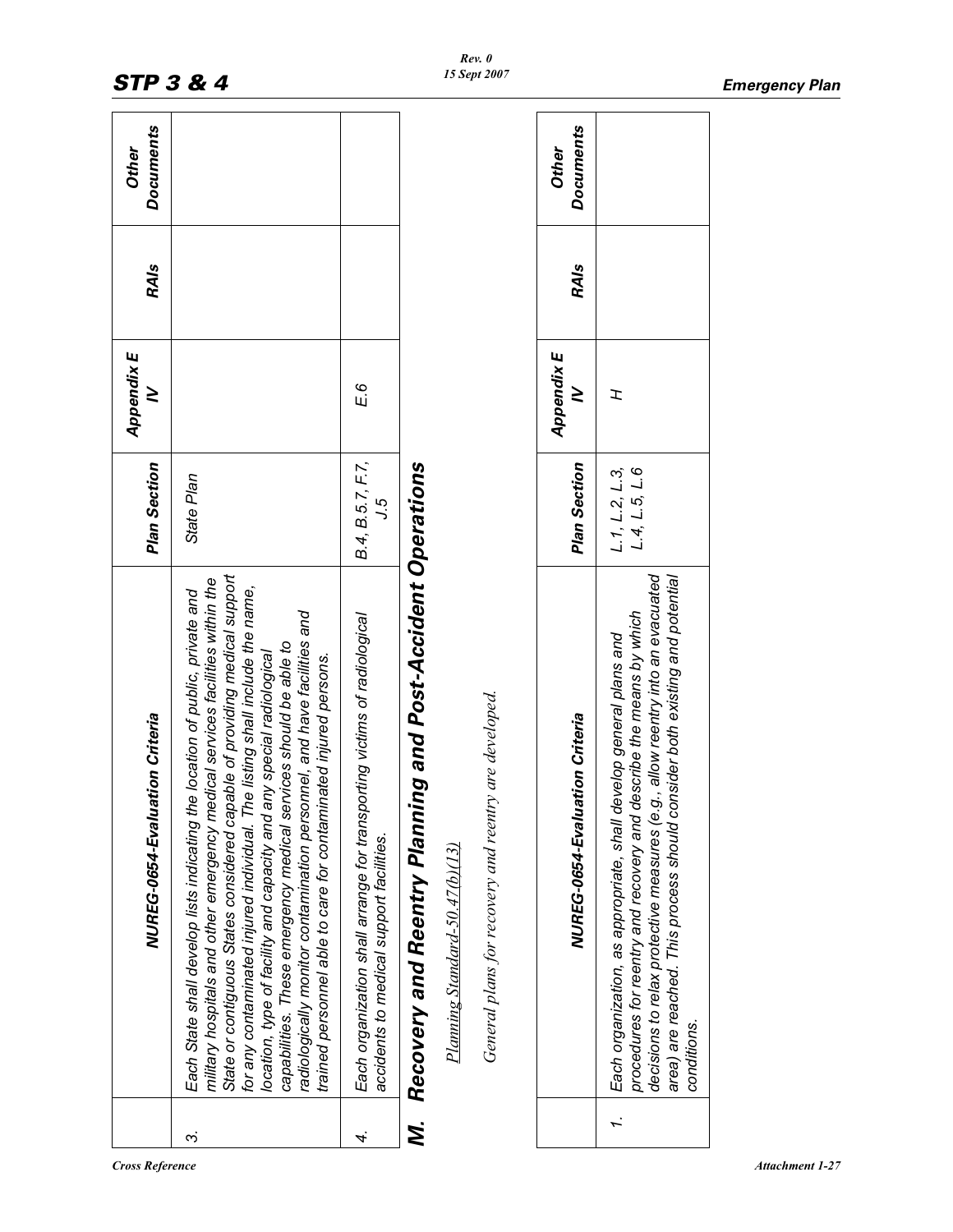| | NUREG-0654-Evaluation Criteria | Plan Section | Appendix E IV | RAIs | Other Documents |
|---|---|---|---|---|---|
| 3. | Each State shall develop lists indicating the location of public, private and military hospitals and other emergency medical services facilities within the State or contiguous States considered capable of providing medical support for any contaminated injured individual. The listing shall include the name, location, type of facility and capacity and any special radiological capabilities. These emergency medical services should be able to radiologically monitor contamination personnel, and have facilities and trained personnel able to care for contaminated injured persons. | State Plan | | | |
| 4. | Each organization shall arrange for transporting victims of radiological accidents to medical support facilities. | B.4, B.5.7, F.7, J.5 | E.6 | | |

## M. Recovery and Reentry Planning and Post-Accident Operations

Planning Standard-50.47(b)(13)

*General plans for recovery and reentry are developed.*

| | NUREG-0654-Evaluation Criteria | Plan Section | Appendix E IV | RAIs | Other Documents |
|---|---|---|---|---|---|
| 1. | Each organization, as appropriate, shall develop general plans and procedures for reentry and recovery and describe the means by which decisions to relax protective measures (e.g., allow reentry into an evacuated area) are reached. This process should consider both existing and potential conditions. | L.1, L.2, L.3, L.4, L.5, L.6 | H | | |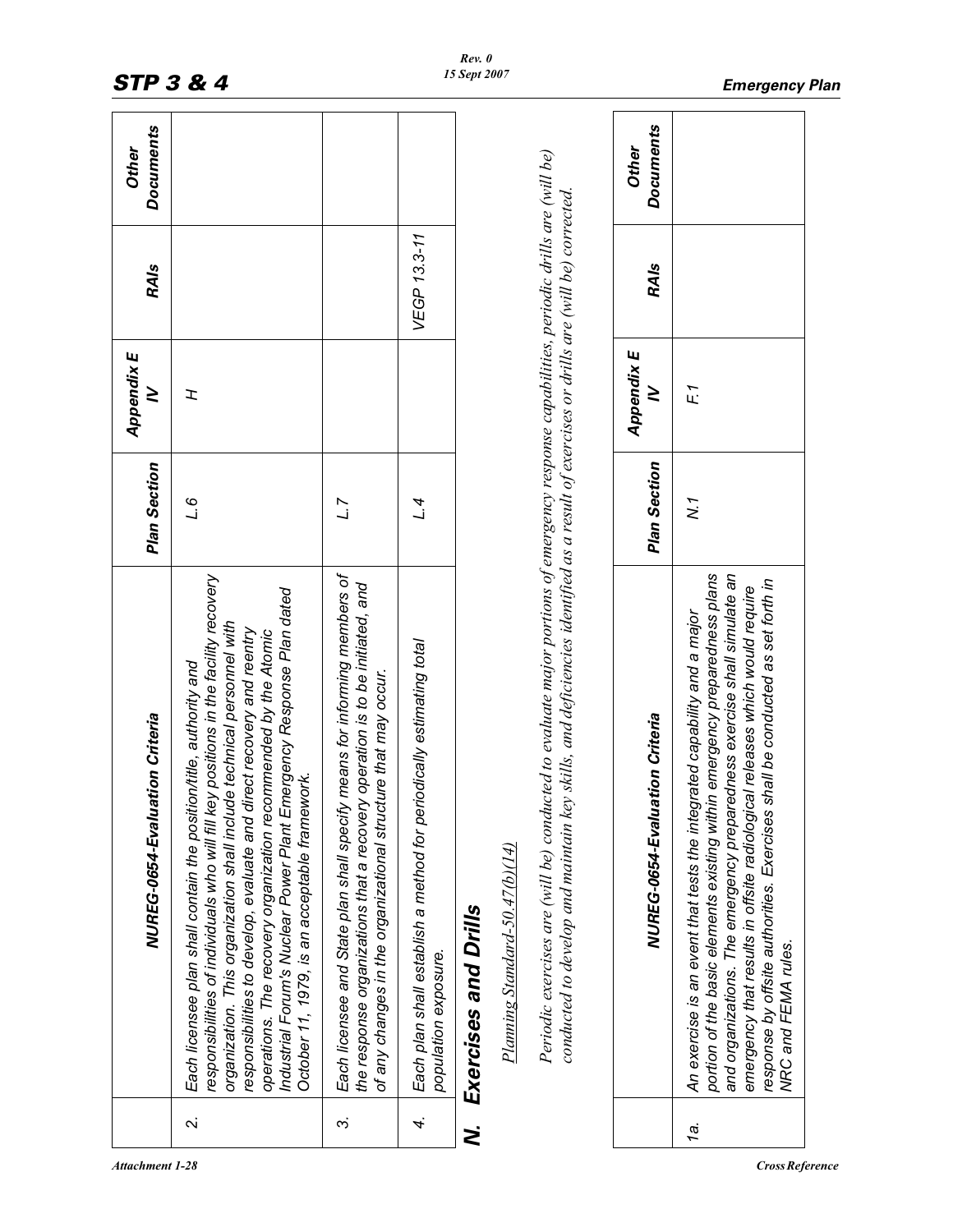| | NUREG-0654-Evaluation Criteria | Plan Section | Appendix E IV | RAIs | Other Documents |
|---|---|---|---|---|---|
| 2. | Each licensee plan shall contain the position/title, authority and responsibilities of individuals who will fill key positions in the facility recovery organization. This organization shall include technical personnel with responsibilities to develop, evaluate and direct recovery and reentry operations. The recovery organization recommended by the Atomic Industrial Forum's Nuclear Power Plant Emergency Response Plan dated October 11, 1979, is an acceptable framework. | L.6 | H | | |
| 3. | Each licensee and State plan shall specify means for informing members of the response organizations that a recovery operation is to be initiated, and of any changes in the organizational structure that may occur. | L.7 | | | |
| 4. | Each plan shall establish a method for periodically estimating total population exposure. | L.4 | | VEGP 13.3-11 | |

## N. Exercises and Drills

Planning Standard-50.47(b)(14)

*Periodic exercises are (will be) conducted to evaluate major portions of emergency response capabilities, periodic drills are (will be) conducted to develop and maintain key skills, and deficiencies identified as a result of exercises or drills are (will be) corrected.*

| | NUREG-0654-Evaluation Criteria | Plan Section | Appendix E IV | RAIs | Other Documents |
|---|---|---|---|---|---|
| 1a. | An exercise is an event that tests the integrated capability and a major portion of the basic elements existing within emergency preparedness plans and organizations. The emergency preparedness exercise shall simulate an emergency that results in offsite radiological releases which would require response by offsite authorities. Exercises shall be conducted as set forth in NRC and FEMA rules. | N.1 | F.1 | | |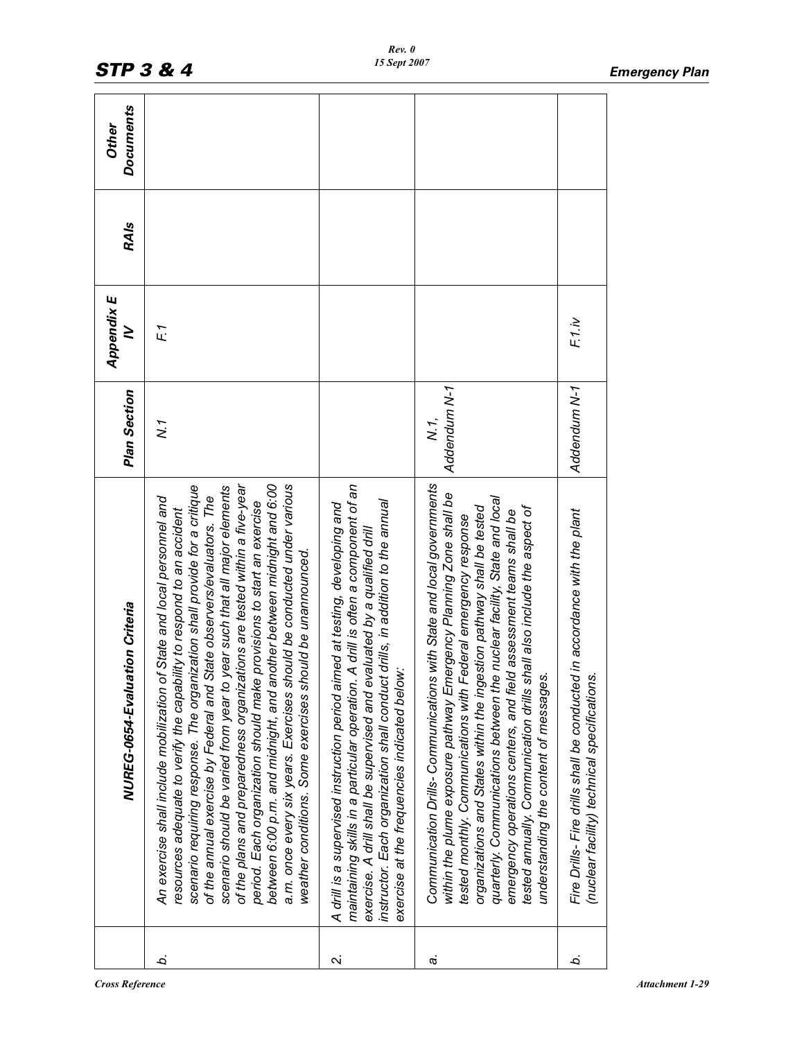| | NUREG-0654-Evaluation Criteria | Plan Section | Appendix E IV | RAIs | Other Documents |
|---|---|---|---|---|---|
| *b.* | *An exercise shall include mobilization of State and local personnel and resources adequate to verify the capability to respond to an accident scenario requiring response. The organization shall provide for a critique of the annual exercise by Federal and State observers/evaluators. The scenario should be varied from year to year such that all major elements of the plans and preparedness organizations are tested within a five-year period. Each organization should make provisions to start an exercise between 6:00 p.m. and midnight, and another between midnight and 6:00 a.m. once every six years. Exercises should be conducted under various weather conditions. Some exercises should be unannounced.* | *N.1* | *F.1* | | |
| *2.* | *A drill is a supervised instruction period aimed at testing, developing and maintaining skills in a particular operation. A drill is often a component of an exercise. A drill shall be supervised and evaluated by a qualified drill instructor. Each organization shall conduct drills, in addition to the annual exercise at the frequencies indicated below:* | | | | |
| *a.* | *Communication Drills- Communications with State and local governments within the plume exposure pathway Emergency Planning Zone shall be tested monthly. Communications with Federal emergency response organizations and States within the ingestion pathway shall be tested quarterly. Communications between the nuclear facility, State and local emergency operations centers, and field assessment teams shall be tested annually. Communication drills shall also include the aspect of understanding the content of messages.* | *N.1, Addendum N-1* | | | |
| *b.* | *Fire Drills- Fire drills shall be conducted in accordance with the plant (nuclear facility) technical specifications.* | *Addendum N-1* | *F.1.iv* | | |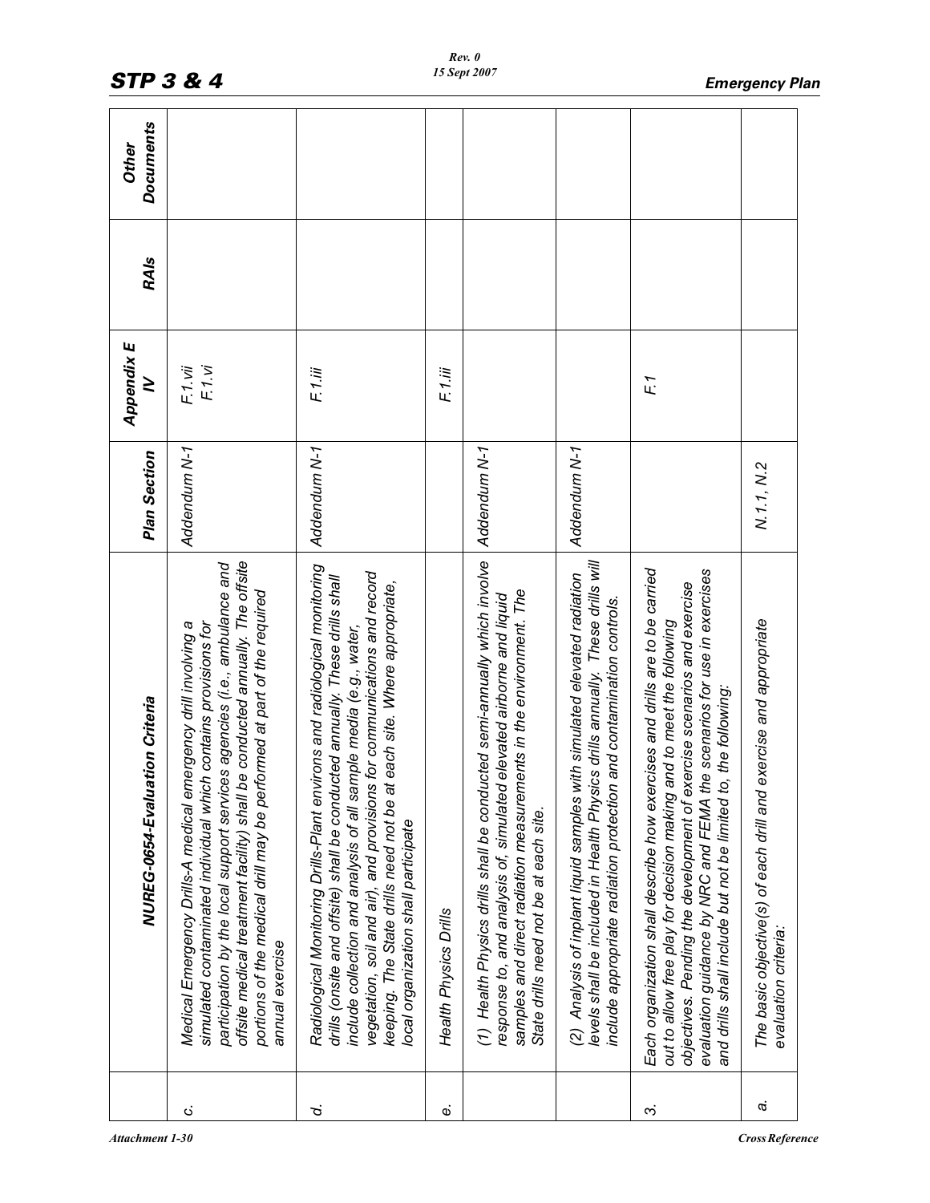|  | NUREG-0654-Evaluation Criteria | Plan Section | Appendix E IV | RAIs | Other Documents |
|---|---|---|---|---|---|
| c. | Medical Emergency Drills-A medical emergency drill involving a simulated contaminated individual which contains provisions for participation by the local support services agencies (i.e., ambulance and offsite medical treatment facility) shall be conducted annually. The offsite portions of the medical drill may be performed at part of the required annual exercise | Addendum N-1 | F.1.vii<br>F.1.vi |  |  |
| d. | Radiological Monitoring Drills-Plant environs and radiological monitoring drills (onsite and offsite) shall be conducted annually. These drills shall include collection and analysis of all sample media (e.g., water, vegetation, soil and air), and provisions for communications and record keeping. The State drills need not be at each site. Where appropriate, local organization shall participate | Addendum N-1 | F.1.iii |  |  |
| e. | Health Physics Drills |  | F.1.iii |  |  |
|  | (1) Health Physics drills shall be conducted semi-annually which involve response to, and analysis of, simulated elevated airborne and liquid samples and direct radiation measurements in the environment. The State drills need not be at each site. | Addendum N-1 |  |  |  |
|  | (2) Analysis of inplant liquid samples with simulated elevated radiation levels shall be included in Health Physics drills annually. These drills will include appropriate radiation protection and contamination controls. | Addendum N-1 |  |  |  |
| 3. | Each organization shall describe how exercises and drills are to be carried out to allow free play for decision making and to meet the following objectives. Pending the development of exercise scenarios and exercise evaluation guidance by NRC and FEMA the scenarios for use in exercises and drills shall include but not be limited to, the following: |  | F.1 |  |  |
| a. | The basic objective(s) of each drill and exercise and appropriate evaluation criteria: | N.1.1, N.2 |  |  |  |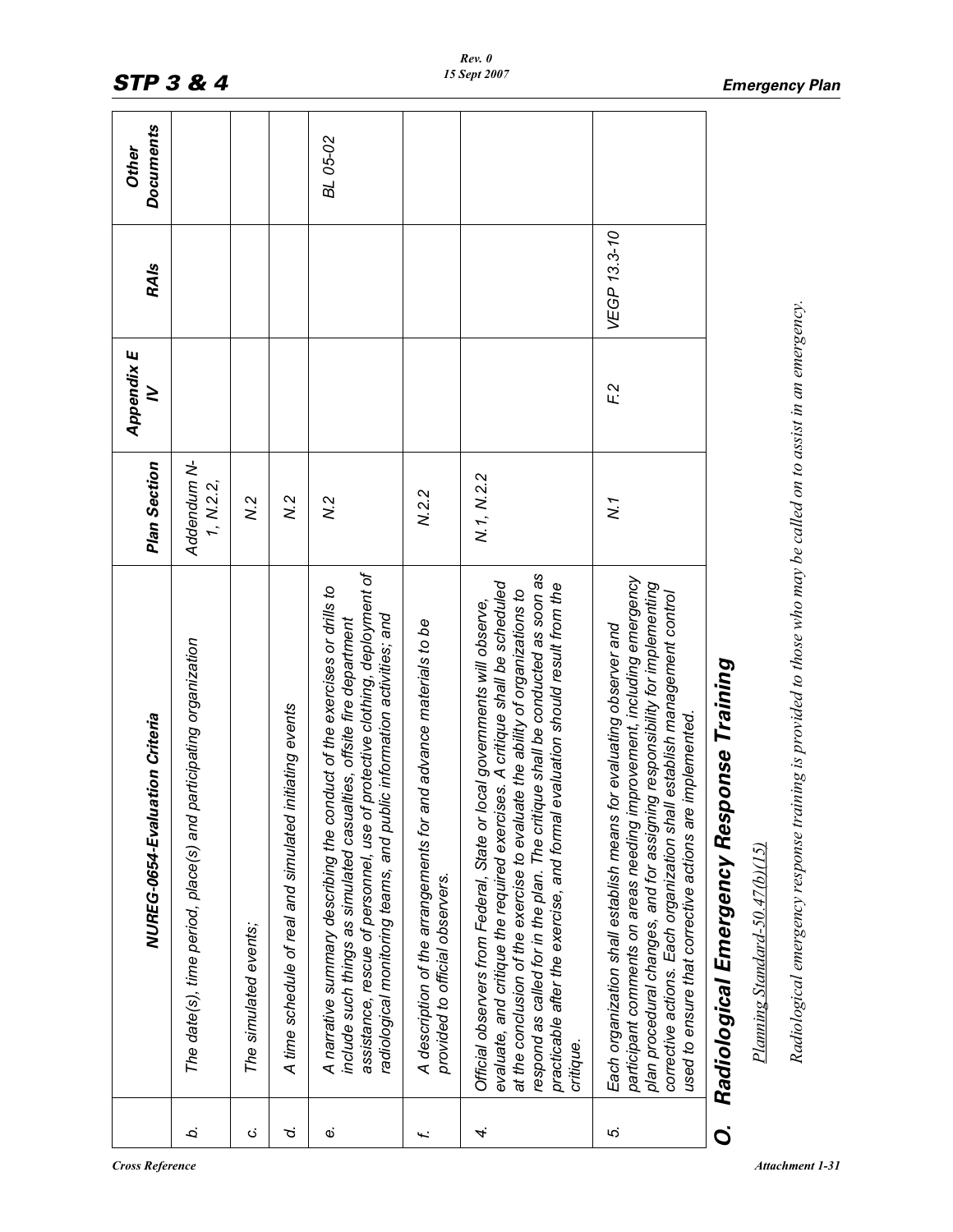| | NUREG-0654-Evaluation Criteria | Plan Section | Appendix E IV | RAIs | Other Documents |
|---|---|---|---|---|---|
| b. | The date(s), time period, place(s) and participating organization | Addendum N-1, N.2.2, | | | |
| c. | The simulated events; | N.2 | | | |
| d. | A time schedule of real and simulated initiating events | N.2 | | | |
| e. | A narrative summary describing the conduct of the exercises or drills to include such things as simulated casualties, offsite fire department assistance, rescue of personnel, use of protective clothing, deployment of radiological monitoring teams, and public information activities; and | N.2 | | | BL 05-02 |
| f. | A description of the arrangements for and advance materials to be provided to official observers. | N.2.2 | | | |
| 4. | Official observers from Federal, State or local governments will observe, evaluate, and critique the required exercises. A critique shall be scheduled at the conclusion of the exercise to evaluate the ability of organizations to respond as called for in the plan. The critique shall be conducted as soon as practicable after the exercise, and formal evaluation should result from the critique. | N.1, N.2.2 | | | |
| 5. | Each organization shall establish means for evaluating observer and participant comments on areas needing improvement, including emergency plan procedural changes, and for assigning responsibility for implementing corrective actions. Each organization shall establish management control used to ensure that corrective actions are implemented. | N.1 | F.2 | VEGP 13.3-10 | |

## O. Radiological Emergency Response Training

Planning Standard-50.47(b)(15)

*Radiological emergency response training is provided to those who may be called on to assist in an emergency.*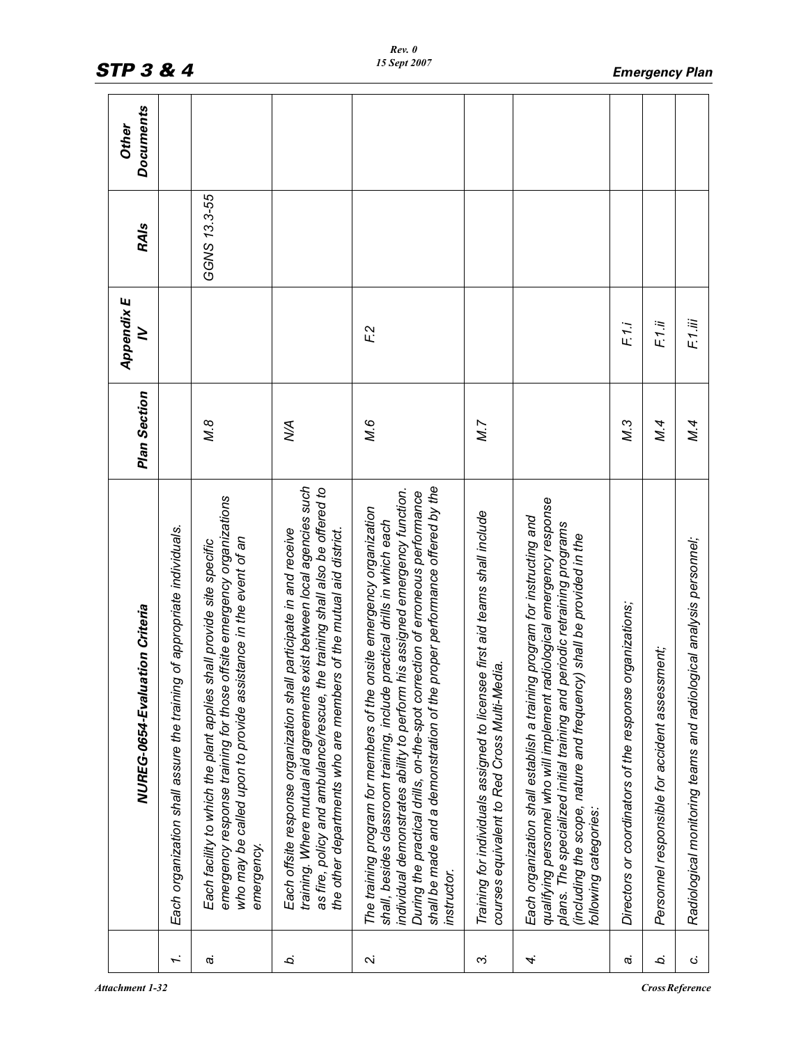| | NUREG-0654-Evaluation Criteria | Plan Section | Appendix E IV | RAIs | Other Documents |
|---|---|---|---|---|---|
| 1. | *Each organization shall assure the training of appropriate individuals.* | | | | |
| a. | *Each facility to which the plant applies shall provide site specific emergency response training for those offsite emergency organizations who may be called upon to provide assistance in the event of an emergency.* | M.8 | | GGNS 13.3-55 | |
| b. | *Each offsite response organization shall participate in and receive training. Where mutual aid agreements exist between local agencies such as fire, policy and ambulance/rescue, the training shall also be offered to the other departments who are members of the mutual aid district.* | N/A | | | |
| 2. | *The training program for members of the onsite emergency organization shall, besides classroom training, include practical drills in which each individual demonstrates ability to perform his assigned emergency function. During the practical drills, on-the-spot correction of erroneous performance shall be made and a demonstration of the proper performance offered by the instructor.* | M.6 | F.2 | | |
| 3. | *Training for individuals assigned to licensee first aid teams shall include courses equivalent to Red Cross Multi-Media.* | M.7 | | | |
| 4. | *Each organization shall establish a training program for instructing and qualifying personnel who will implement radiological emergency response plans. The specialized initial training and periodic retraining programs (including the scope, nature and frequency) shall be provided in the following categories:* | | | | |
| a. | *Directors or coordinators of the response organizations;* | M.3 | F.1.i | | |
| b. | *Personnel responsible for accident assessment;* | M.4 | F.1.ii | | |
| c. | *Radiological monitoring teams and radiological analysis personnel;* | M.4 | F.1.iii | | |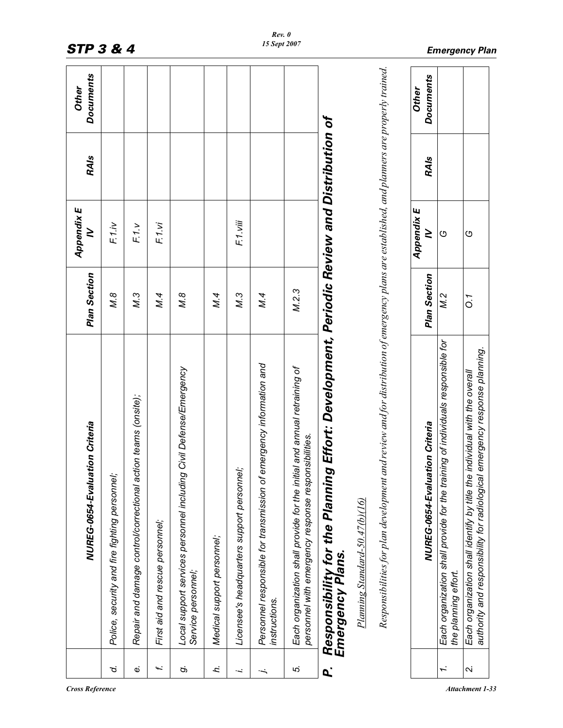| | NUREG-0654-Evaluation Criteria | Plan Section | Appendix E IV | RAIs | Other Documents |
|---|---|---|---|---|---|
| d. | Police, security and fire fighting personnel; | M.8 | F.1.iv | | |
| e. | Repair and damage control/correctional action teams (onsite); | M.3 | F.1.v | | |
| f. | First aid and rescue personnel; | M.4 | F.1.vi | | |
| g. | Local support services personnel including Civil Defense/Emergency Service personnel; | M.8 | | | |
| h. | Medical support personnel; | M.4 | | | |
| i. | Licensee's headquarters support personnel; | M.3 | F.1.viii | | |
| j. | Personnel responsible for transmission of emergency information and instructions. | M.4 | | | |
| 5. | Each organization shall provide for the initial and annual retraining of personnel with emergency response responsibilities. | M.2.3 | | | |

## P. Responsibility for the Planning Effort: Development, Periodic Review and Distribution of Emergency Plans.

Planning Standard-50.47(b)(16)

*Responsibilities for plan development and review and for distribution of emergency plans are established, and planners are properly trained.*

| | NUREG-0654-Evaluation Criteria | Plan Section | Appendix E IV | RAIs | Other Documents |
|---|---|---|---|---|---|
| 1. | Each organization shall provide for the training of individuals responsible for the planning effort. | M.2 | G | | |
| 2. | Each organization shall identify by title the individual with the overall authority and responsibility for radiological emergency response planning. | O.1 | G | | |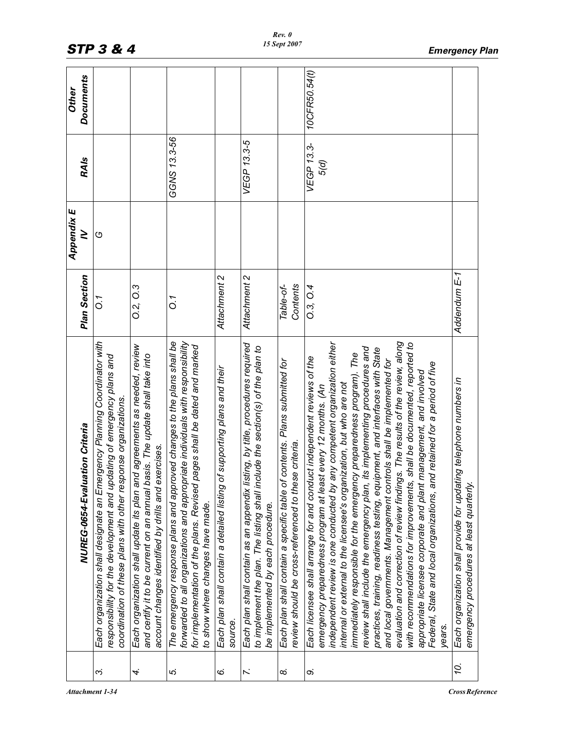| | NUREG-0654-Evaluation Criteria | Plan Section | Appendix E IV | RAIs | Other Documents |
|---|---|---|---|---|---|
| 3. | Each organization shall designate an Emergency Planning Coordinator with responsibility for the development and updating of emergency plans and coordination of these plans with other response organizations. | O.1 | G | | |
| 4. | Each organization shall update its plan and agreements as needed, review and certify it to be current on an annual basis. The update shall take into account changes identified by drills and exercises. | O.2, O.3 | | | |
| 5. | The emergency response plans and approved changes to the plans shall be forwarded to all organizations and appropriate individuals with responsibility for implementation of the plans. Revised pages shall be dated and marked to show where changes have made. | O.1 | | GGNS 13.3-56 | |
| 6. | Each plan shall contain a detailed listing of supporting plans and their source. | Attachment 2 | | | |
| 7. | Each plan shall contain as an appendix listing, by title, procedures required to implement the plan. The listing shall include the section(s) of the plan to be implemented by each procedure. | Attachment 2 | | VEGP 13.3-5 | |
| 8. | Each plan shall contain a specific table of contents. Plans submitted for review should be cross-referenced to these criteria. | Table-of-Contents | | | |
| 9. | Each licensee shall arrange for and conduct independent reviews of the emergency preparedness program at least every 12 months. (An independent review is one conducted by any competent organization either internal or external to the licensee's organization, but who are not immediately responsible for the emergency preparedness program). The review shall include the emergency plan, its implementing procedures and practices, training, readiness testing, equipment, and interfaces with State and local governments. Management controls shall be implemented for evaluation and correction of review findings. The results of the review, along with recommendations for improvements, shall be documented, reported to appropriate licensee corporate and plant management, and involved Federal, State and local organizations, and retained for a period of five years. | O.3, O.4 | | VEGP 13.3-5(d) | 10CFR50.54(t) |
| 10. | Each organization shall provide for updating telephone numbers in emergency procedures at least quarterly. | Addendum E-1 | | | |